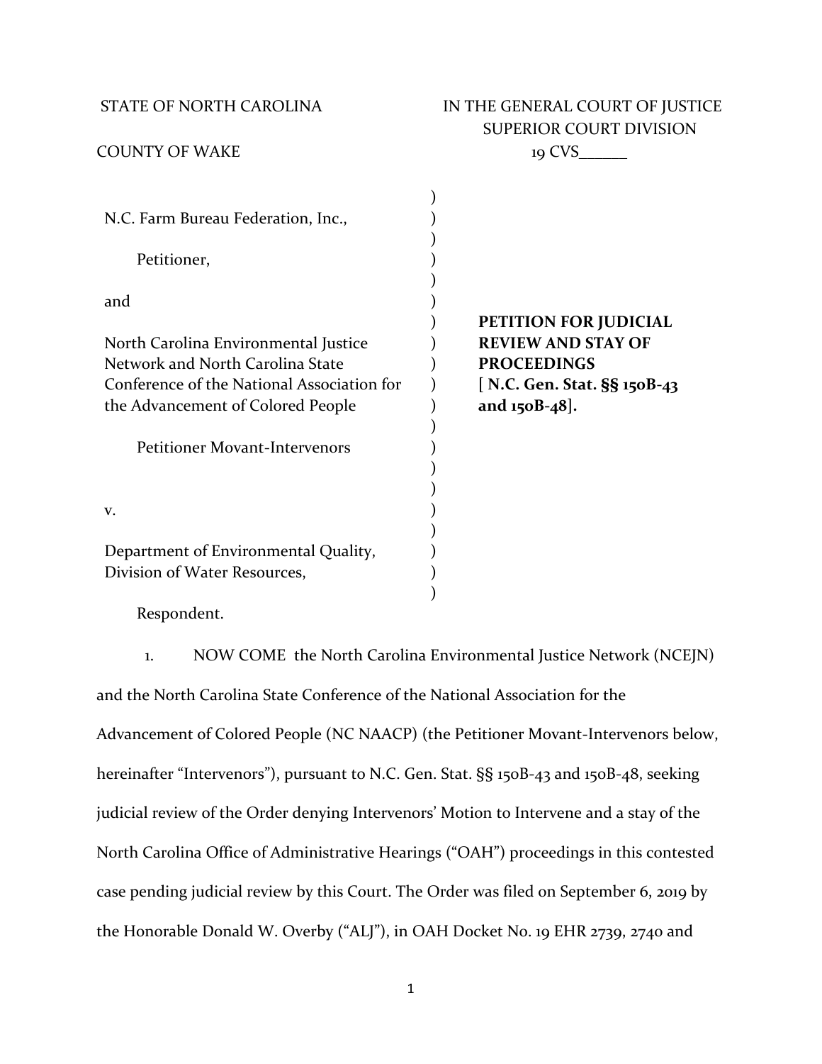STATE OF NORTH CAROLINA

COUNTY OF WAKE

IN THE GENERAL COURT OF JUSTICE
SUPERIOR COURT DIVISION
19 CVS______

N.C. Farm Bureau Federation, Inc.,

Petitioner,

and

North Carolina Environmental Justice Network and North Carolina State Conference of the National Association for the Advancement of Colored People

Petitioner Movant-Intervenors

v.

Department of Environmental Quality, Division of Water Resources,

Respondent.

**PETITION FOR JUDICIAL REVIEW AND STAY OF PROCEEDINGS [ N.C. Gen. Stat. §§ 150B-43 and 150B-48].**

1. NOW COME the North Carolina Environmental Justice Network (NCEJN) and the North Carolina State Conference of the National Association for the Advancement of Colored People (NC NAACP) (the Petitioner Movant-Intervenors below, hereinafter "Intervenors"), pursuant to N.C. Gen. Stat. §§ 150B-43 and 150B-48, seeking judicial review of the Order denying Intervenors' Motion to Intervene and a stay of the North Carolina Office of Administrative Hearings ("OAH") proceedings in this contested case pending judicial review by this Court. The Order was filed on September 6, 2019 by the Honorable Donald W. Overby ("ALJ"), in OAH Docket No. 19 EHR 2739, 2740 and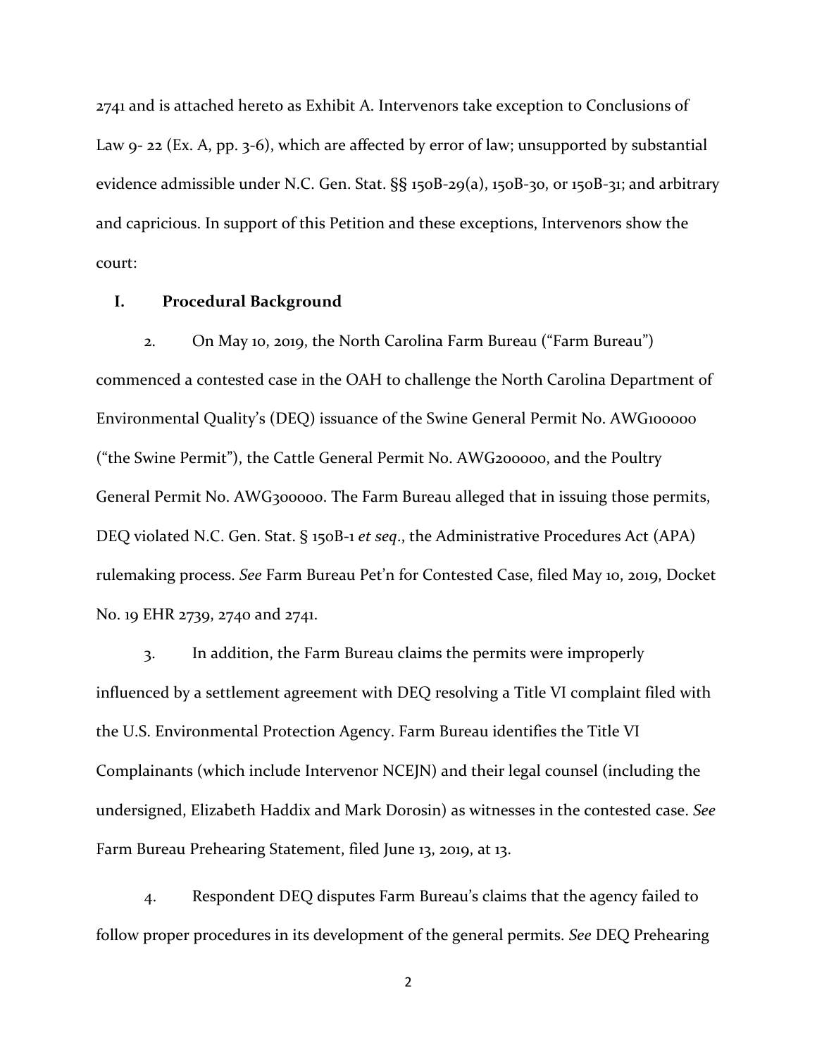2741 and is attached hereto as Exhibit A. Intervenors take exception to Conclusions of Law 9- 22 (Ex. A, pp. 3-6), which are affected by error of law; unsupported by substantial evidence admissible under N.C. Gen. Stat. §§ 150B-29(a), 150B-30, or 150B-31; and arbitrary and capricious. In support of this Petition and these exceptions, Intervenors show the court:

## I. Procedural Background

2. On May 10, 2019, the North Carolina Farm Bureau ("Farm Bureau") commenced a contested case in the OAH to challenge the North Carolina Department of Environmental Quality's (DEQ) issuance of the Swine General Permit No. AWG100000 ("the Swine Permit"), the Cattle General Permit No. AWG200000, and the Poultry General Permit No. AWG300000. The Farm Bureau alleged that in issuing those permits, DEQ violated N.C. Gen. Stat. § 150B-1 *et seq*., the Administrative Procedures Act (APA) rulemaking process. *See* Farm Bureau Pet'n for Contested Case, filed May 10, 2019, Docket No. 19 EHR 2739, 2740 and 2741.

3. In addition, the Farm Bureau claims the permits were improperly influenced by a settlement agreement with DEQ resolving a Title VI complaint filed with the U.S. Environmental Protection Agency. Farm Bureau identifies the Title VI Complainants (which include Intervenor NCEJN) and their legal counsel (including the undersigned, Elizabeth Haddix and Mark Dorosin) as witnesses in the contested case. *See* Farm Bureau Prehearing Statement, filed June 13, 2019, at 13.

4. Respondent DEQ disputes Farm Bureau's claims that the agency failed to follow proper procedures in its development of the general permits. *See* DEQ Prehearing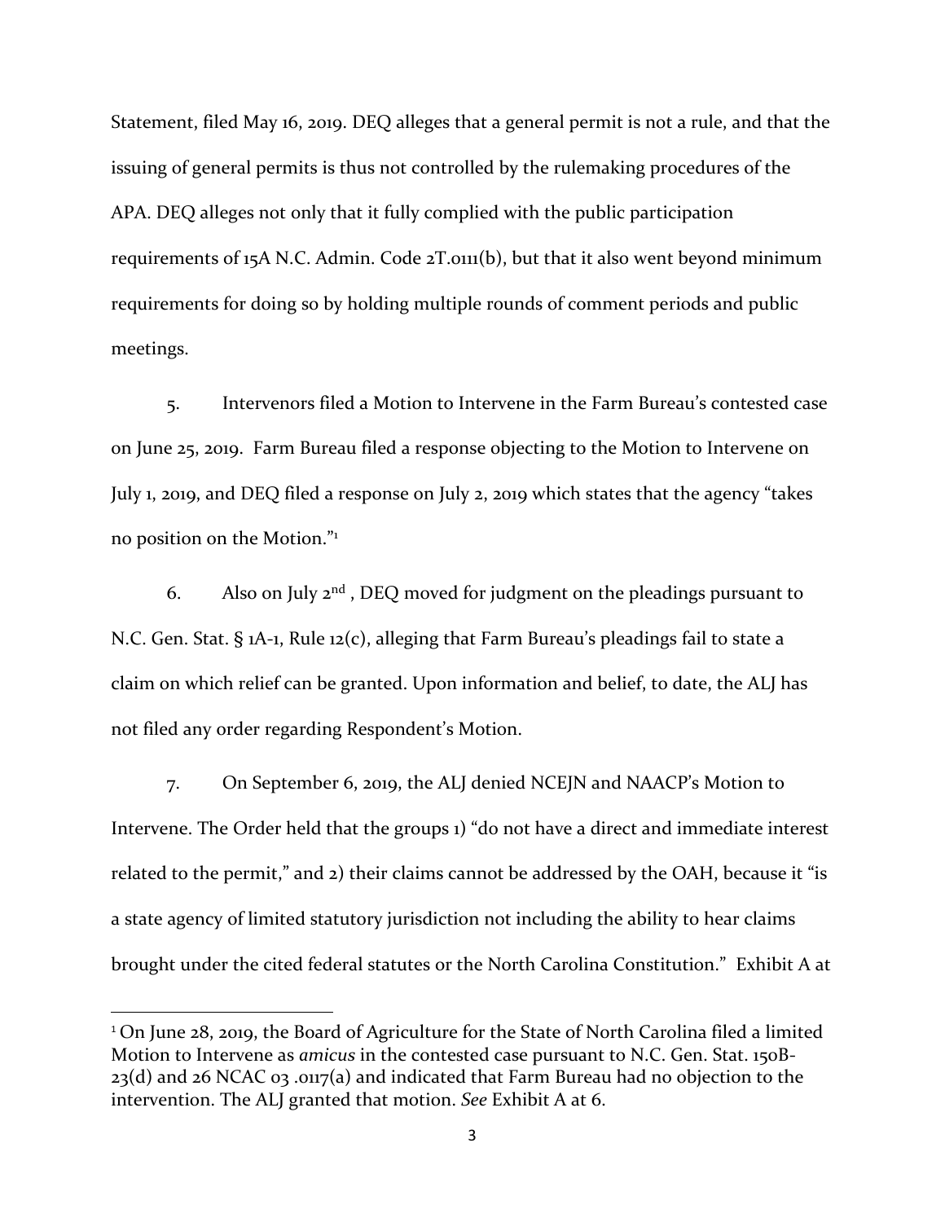Statement, filed May 16, 2019. DEQ alleges that a general permit is not a rule, and that the issuing of general permits is thus not controlled by the rulemaking procedures of the APA. DEQ alleges not only that it fully complied with the public participation requirements of 15A N.C. Admin. Code 2T.0111(b), but that it also went beyond minimum requirements for doing so by holding multiple rounds of comment periods and public meetings.

5. Intervenors filed a Motion to Intervene in the Farm Bureau's contested case on June 25, 2019. Farm Bureau filed a response objecting to the Motion to Intervene on July 1, 2019, and DEQ filed a response on July 2, 2019 which states that the agency "takes no position on the Motion."[1]

6. Also on July 2nd, DEQ moved for judgment on the pleadings pursuant to N.C. Gen. Stat. § 1A-1, Rule 12(c), alleging that Farm Bureau's pleadings fail to state a claim on which relief can be granted. Upon information and belief, to date, the ALJ has not filed any order regarding Respondent's Motion.

7. On September 6, 2019, the ALJ denied NCEJN and NAACP's Motion to Intervene. The Order held that the groups 1) "do not have a direct and immediate interest related to the permit," and 2) their claims cannot be addressed by the OAH, because it "is a state agency of limited statutory jurisdiction not including the ability to hear claims brought under the cited federal statutes or the North Carolina Constitution." Exhibit A at

[1] On June 28, 2019, the Board of Agriculture for the State of North Carolina filed a limited Motion to Intervene as *amicus* in the contested case pursuant to N.C. Gen. Stat. 150B-23(d) and 26 NCAC 03 .0117(a) and indicated that Farm Bureau had no objection to the intervention. The ALJ granted that motion. *See* Exhibit A at 6.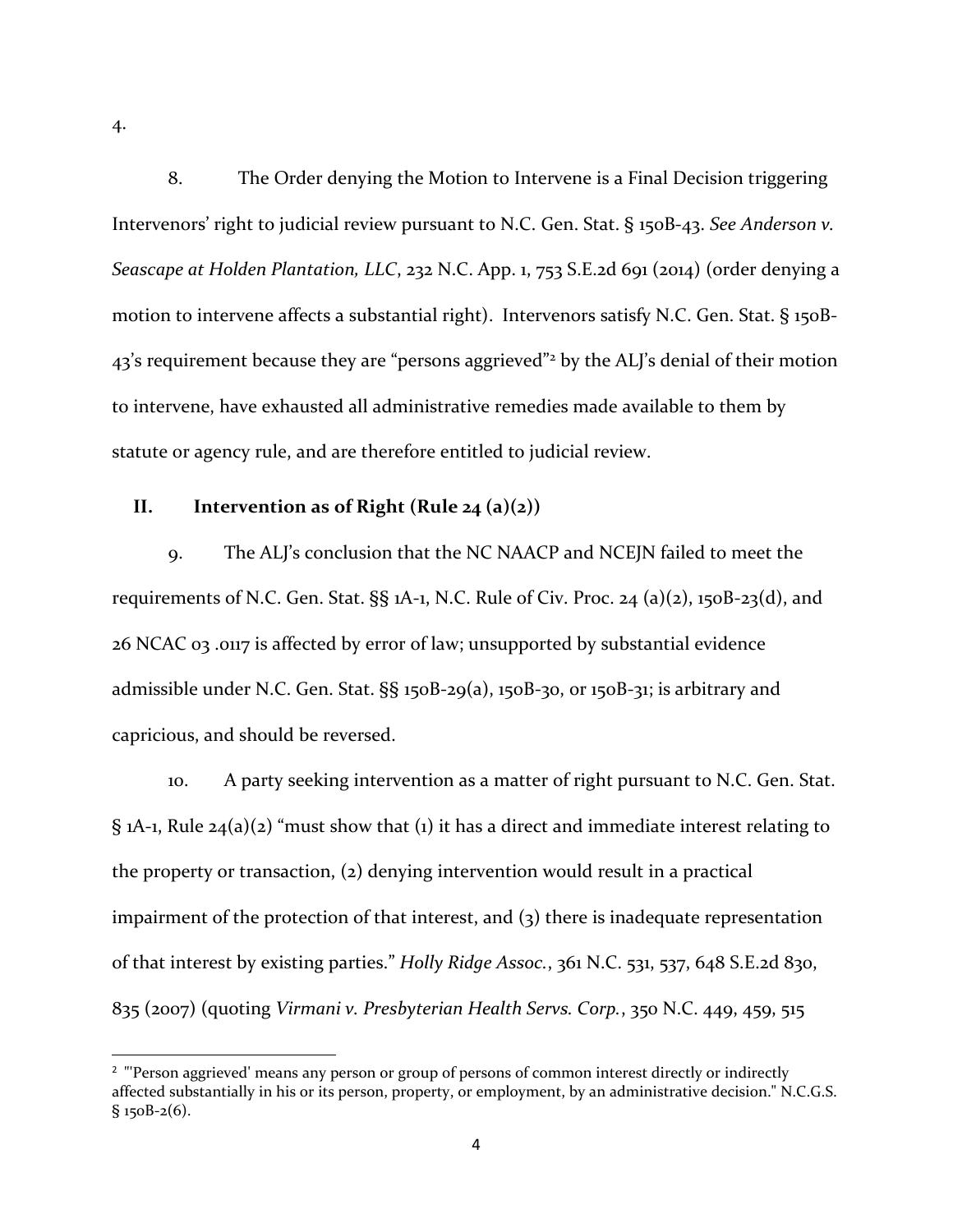4.

8. The Order denying the Motion to Intervene is a Final Decision triggering Intervenors' right to judicial review pursuant to N.C. Gen. Stat. § 150B-43. *See Anderson v. Seascape at Holden Plantation, LLC*, 232 N.C. App. 1, 753 S.E.2d 691 (2014) (order denying a motion to intervene affects a substantial right). Intervenors satisfy N.C. Gen. Stat. § 150B-43's requirement because they are "persons aggrieved"[2] by the ALJ's denial of their motion to intervene, have exhausted all administrative remedies made available to them by statute or agency rule, and are therefore entitled to judicial review.

## II. Intervention as of Right (Rule 24 (a)(2))

9. The ALJ's conclusion that the NC NAACP and NCEJN failed to meet the requirements of N.C. Gen. Stat. §§ 1A-1, N.C. Rule of Civ. Proc. 24 (a)(2), 150B-23(d), and 26 NCAC 03 .0117 is affected by error of law; unsupported by substantial evidence admissible under N.C. Gen. Stat. §§ 150B-29(a), 150B-30, or 150B-31; is arbitrary and capricious, and should be reversed.

10. A party seeking intervention as a matter of right pursuant to N.C. Gen. Stat. § 1A-1, Rule 24(a)(2) "must show that (1) it has a direct and immediate interest relating to the property or transaction, (2) denying intervention would result in a practical impairment of the protection of that interest, and (3) there is inadequate representation of that interest by existing parties." *Holly Ridge Assoc.*, 361 N.C. 531, 537, 648 S.E.2d 830, 835 (2007) (quoting *Virmani v. Presbyterian Health Servs. Corp.*, 350 N.C. 449, 459, 515

---

[2] "'Person aggrieved' means any person or group of persons of common interest directly or indirectly affected substantially in his or its person, property, or employment, by an administrative decision." N.C.G.S. § 150B-2(6).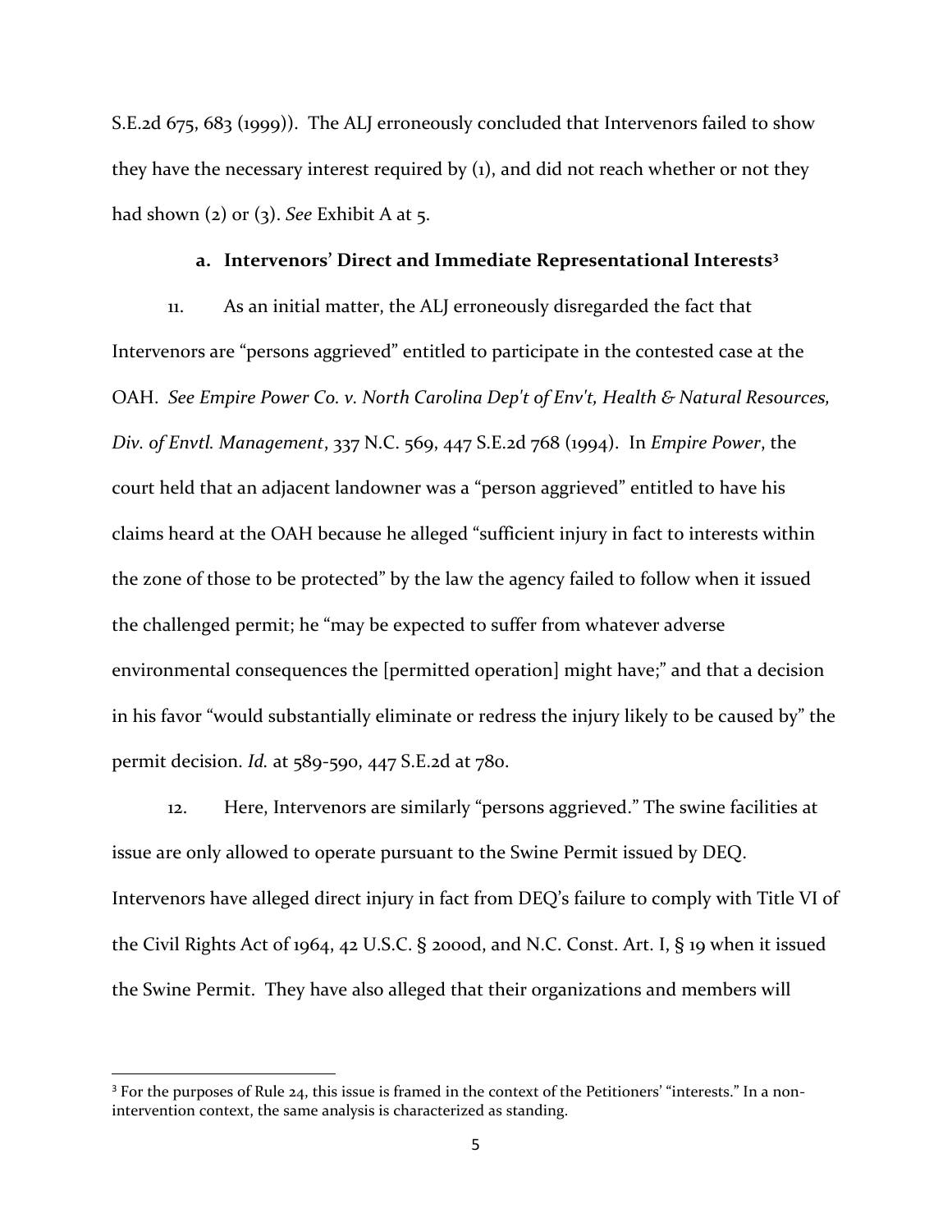S.E.2d 675, 683 (1999)). The ALJ erroneously concluded that Intervenors failed to show they have the necessary interest required by (1), and did not reach whether or not they had shown (2) or (3). *See* Exhibit A at 5.

**a. Intervenors' Direct and Immediate Representational Interests[3]**

11. As an initial matter, the ALJ erroneously disregarded the fact that Intervenors are "persons aggrieved" entitled to participate in the contested case at the OAH. *See Empire Power Co. v. North Carolina Dep't of Env't, Health & Natural Resources, Div. of Envtl. Management*, 337 N.C. 569, 447 S.E.2d 768 (1994). In *Empire Power*, the court held that an adjacent landowner was a "person aggrieved" entitled to have his claims heard at the OAH because he alleged "sufficient injury in fact to interests within the zone of those to be protected" by the law the agency failed to follow when it issued the challenged permit; he "may be expected to suffer from whatever adverse environmental consequences the [permitted operation] might have;" and that a decision in his favor "would substantially eliminate or redress the injury likely to be caused by" the permit decision. *Id.* at 589-590, 447 S.E.2d at 780.

12. Here, Intervenors are similarly "persons aggrieved." The swine facilities at issue are only allowed to operate pursuant to the Swine Permit issued by DEQ. Intervenors have alleged direct injury in fact from DEQ's failure to comply with Title VI of the Civil Rights Act of 1964, 42 U.S.C. § 2000d, and N.C. Const. Art. I, § 19 when it issued the Swine Permit. They have also alleged that their organizations and members will

[3] For the purposes of Rule 24, this issue is framed in the context of the Petitioners' "interests." In a non-intervention context, the same analysis is characterized as standing.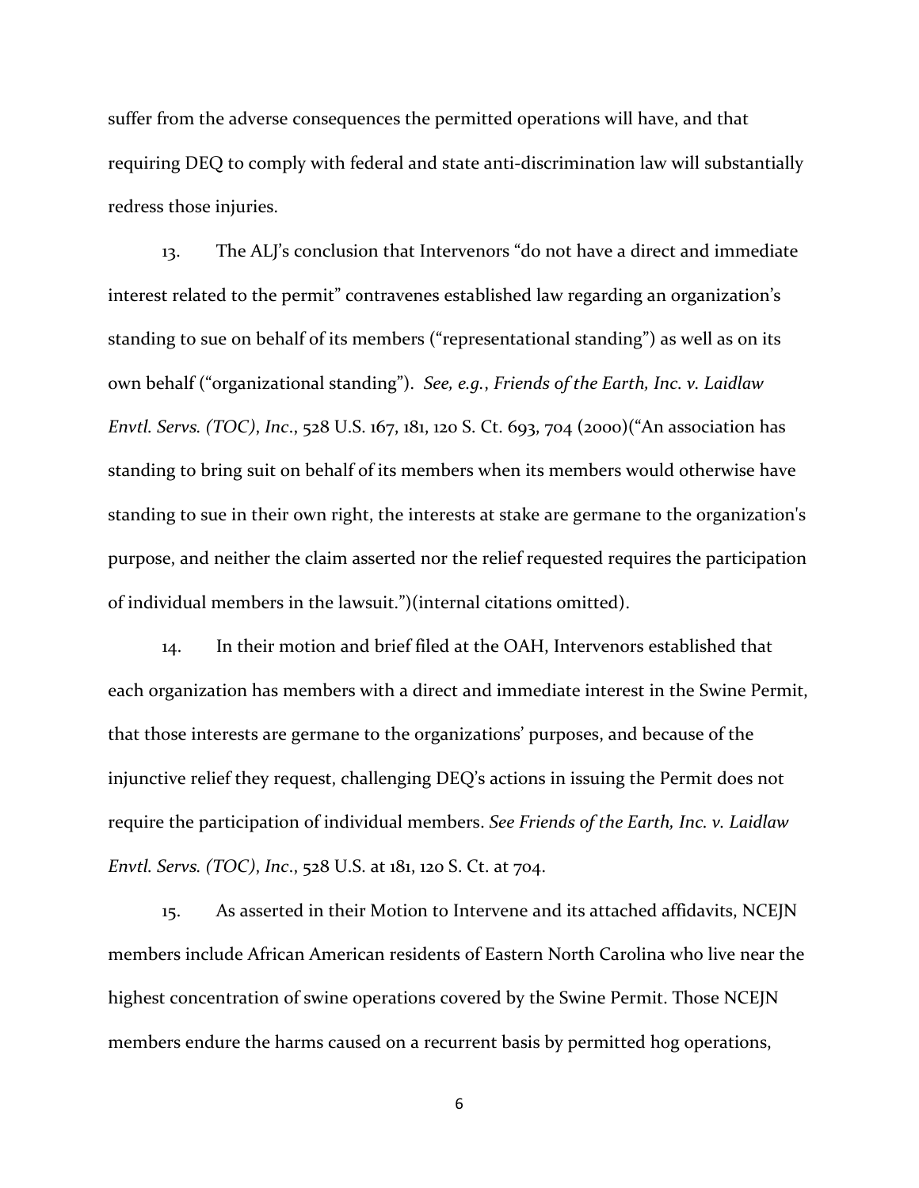suffer from the adverse consequences the permitted operations will have, and that requiring DEQ to comply with federal and state anti-discrimination law will substantially redress those injuries.

13. The ALJ's conclusion that Intervenors "do not have a direct and immediate interest related to the permit" contravenes established law regarding an organization's standing to sue on behalf of its members ("representational standing") as well as on its own behalf ("organizational standing"). *See, e.g.*, *Friends of the Earth, Inc. v. Laidlaw Envtl. Servs. (TOC), Inc.*, 528 U.S. 167, 181, 120 S. Ct. 693, 704 (2000)("An association has standing to bring suit on behalf of its members when its members would otherwise have standing to sue in their own right, the interests at stake are germane to the organization's purpose, and neither the claim asserted nor the relief requested requires the participation of individual members in the lawsuit.")(internal citations omitted).

14. In their motion and brief filed at the OAH, Intervenors established that each organization has members with a direct and immediate interest in the Swine Permit, that those interests are germane to the organizations' purposes, and because of the injunctive relief they request, challenging DEQ's actions in issuing the Permit does not require the participation of individual members. *See Friends of the Earth, Inc. v. Laidlaw Envtl. Servs. (TOC), Inc.*, 528 U.S. at 181, 120 S. Ct. at 704.

15. As asserted in their Motion to Intervene and its attached affidavits, NCEJN members include African American residents of Eastern North Carolina who live near the highest concentration of swine operations covered by the Swine Permit. Those NCEJN members endure the harms caused on a recurrent basis by permitted hog operations,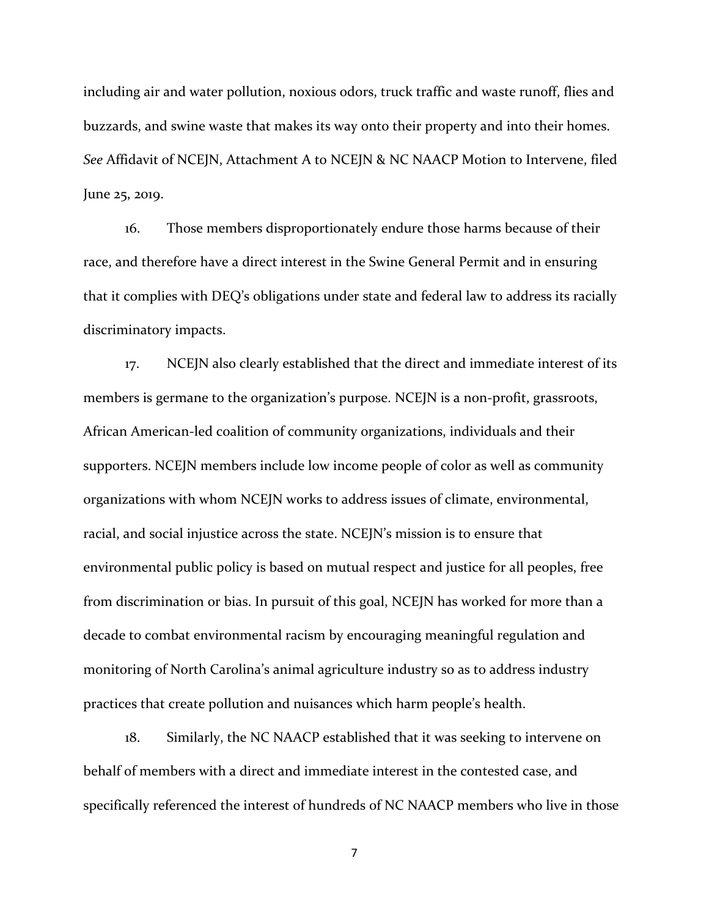including air and water pollution, noxious odors, truck traffic and waste runoff, flies and buzzards, and swine waste that makes its way onto their property and into their homes. *See* Affidavit of NCEJN, Attachment A to NCEJN & NC NAACP Motion to Intervene, filed June 25, 2019.

16. Those members disproportionately endure those harms because of their race, and therefore have a direct interest in the Swine General Permit and in ensuring that it complies with DEQ's obligations under state and federal law to address its racially discriminatory impacts.

17. NCEJN also clearly established that the direct and immediate interest of its members is germane to the organization's purpose. NCEJN is a non-profit, grassroots, African American-led coalition of community organizations, individuals and their supporters. NCEJN members include low income people of color as well as community organizations with whom NCEJN works to address issues of climate, environmental, racial, and social injustice across the state. NCEJN's mission is to ensure that environmental public policy is based on mutual respect and justice for all peoples, free from discrimination or bias. In pursuit of this goal, NCEJN has worked for more than a decade to combat environmental racism by encouraging meaningful regulation and monitoring of North Carolina's animal agriculture industry so as to address industry practices that create pollution and nuisances which harm people's health.

18. Similarly, the NC NAACP established that it was seeking to intervene on behalf of members with a direct and immediate interest in the contested case, and specifically referenced the interest of hundreds of NC NAACP members who live in those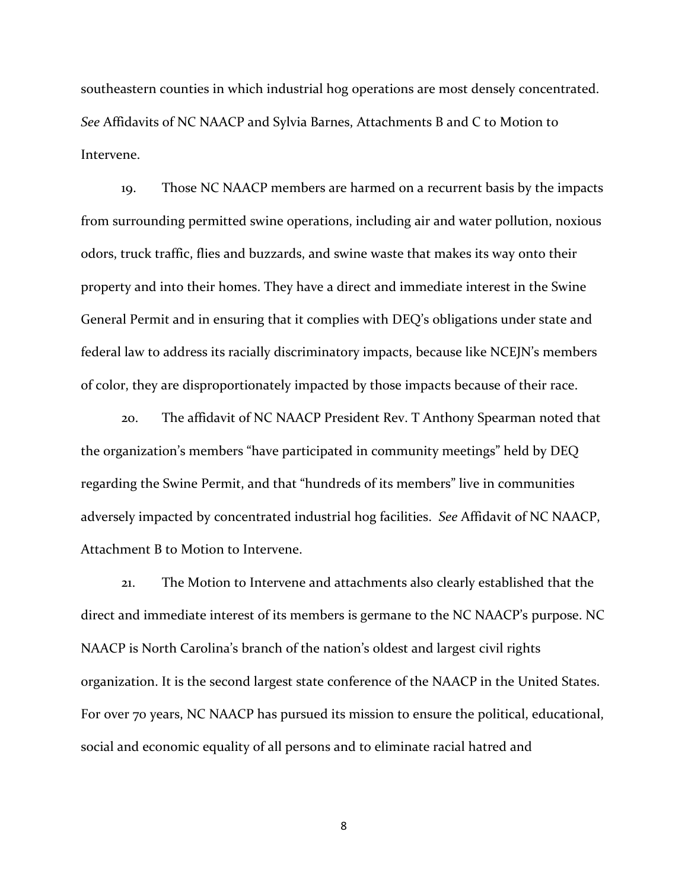southeastern counties in which industrial hog operations are most densely concentrated. *See* Affidavits of NC NAACP and Sylvia Barnes, Attachments B and C to Motion to Intervene.

19. Those NC NAACP members are harmed on a recurrent basis by the impacts from surrounding permitted swine operations, including air and water pollution, noxious odors, truck traffic, flies and buzzards, and swine waste that makes its way onto their property and into their homes. They have a direct and immediate interest in the Swine General Permit and in ensuring that it complies with DEQ's obligations under state and federal law to address its racially discriminatory impacts, because like NCEJN's members of color, they are disproportionately impacted by those impacts because of their race.

20. The affidavit of NC NAACP President Rev. T Anthony Spearman noted that the organization's members "have participated in community meetings" held by DEQ regarding the Swine Permit, and that "hundreds of its members" live in communities adversely impacted by concentrated industrial hog facilities. *See* Affidavit of NC NAACP, Attachment B to Motion to Intervene.

21. The Motion to Intervene and attachments also clearly established that the direct and immediate interest of its members is germane to the NC NAACP's purpose. NC NAACP is North Carolina's branch of the nation's oldest and largest civil rights organization. It is the second largest state conference of the NAACP in the United States. For over 70 years, NC NAACP has pursued its mission to ensure the political, educational, social and economic equality of all persons and to eliminate racial hatred and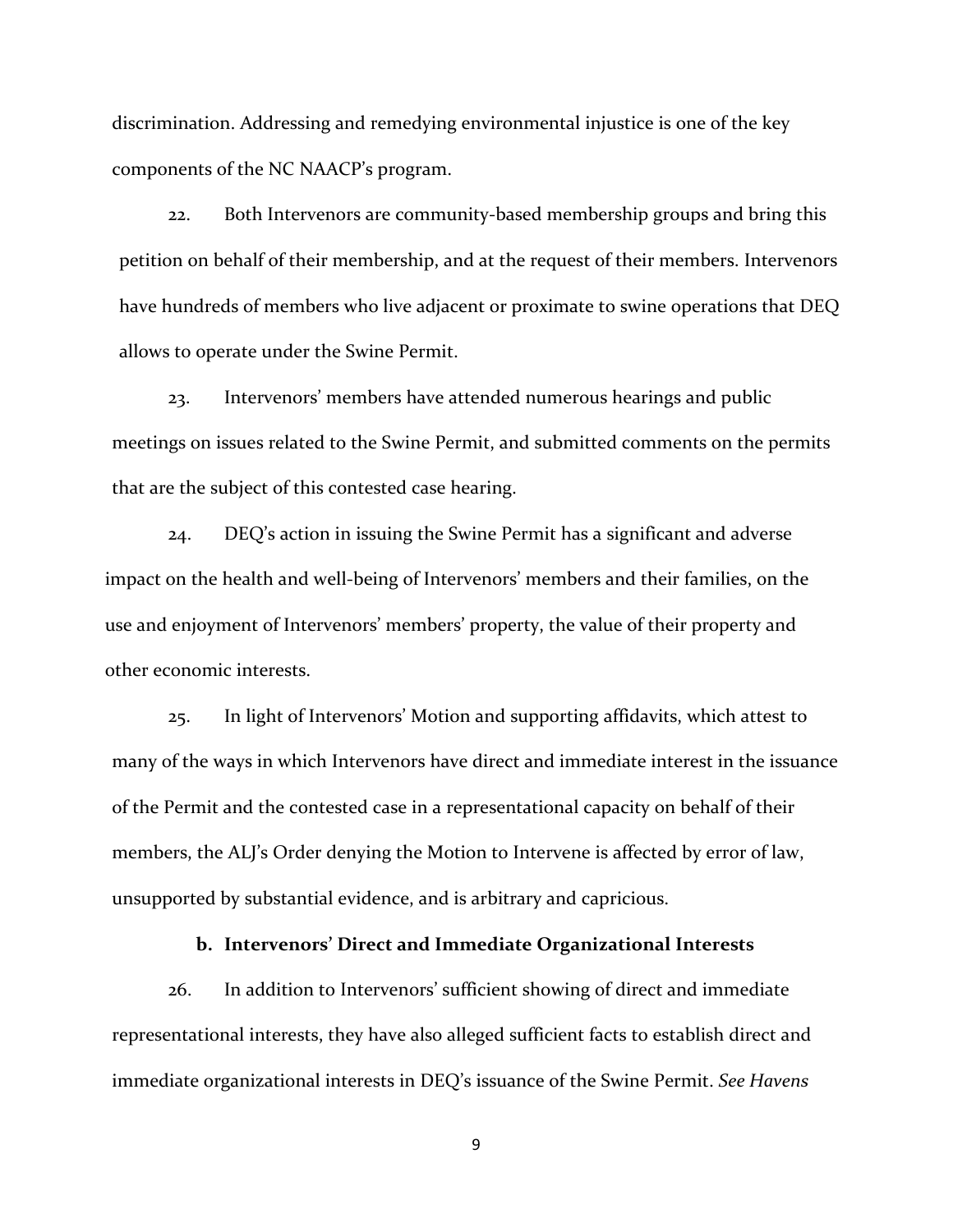discrimination. Addressing and remedying environmental injustice is one of the key components of the NC NAACP's program.

22. Both Intervenors are community-based membership groups and bring this petition on behalf of their membership, and at the request of their members. Intervenors have hundreds of members who live adjacent or proximate to swine operations that DEQ allows to operate under the Swine Permit.

23. Intervenors' members have attended numerous hearings and public meetings on issues related to the Swine Permit, and submitted comments on the permits that are the subject of this contested case hearing.

24. DEQ's action in issuing the Swine Permit has a significant and adverse impact on the health and well-being of Intervenors' members and their families, on the use and enjoyment of Intervenors' members' property, the value of their property and other economic interests.

25. In light of Intervenors' Motion and supporting affidavits, which attest to many of the ways in which Intervenors have direct and immediate interest in the issuance of the Permit and the contested case in a representational capacity on behalf of their members, the ALJ's Order denying the Motion to Intervene is affected by error of law, unsupported by substantial evidence, and is arbitrary and capricious.

**b. Intervenors' Direct and Immediate Organizational Interests**

26. In addition to Intervenors' sufficient showing of direct and immediate representational interests, they have also alleged sufficient facts to establish direct and immediate organizational interests in DEQ's issuance of the Swine Permit. *See Havens*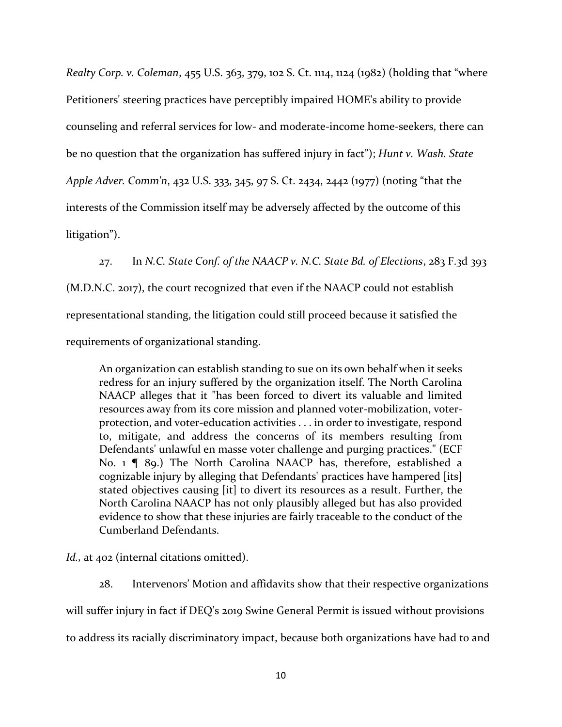*Realty Corp. v. Coleman*, 455 U.S. 363, 379, 102 S. Ct. 1114, 1124 (1982) (holding that "where Petitioners' steering practices have perceptibly impaired HOME's ability to provide counseling and referral services for low- and moderate-income home-seekers, there can be no question that the organization has suffered injury in fact"); *Hunt v. Wash. State Apple Adver. Comm'n*, 432 U.S. 333, 345, 97 S. Ct. 2434, 2442 (1977) (noting "that the interests of the Commission itself may be adversely affected by the outcome of this litigation").

27. In *N.C. State Conf. of the NAACP v. N.C. State Bd. of Elections*, 283 F.3d 393 (M.D.N.C. 2017), the court recognized that even if the NAACP could not establish representational standing, the litigation could still proceed because it satisfied the requirements of organizational standing.

> An organization can establish standing to sue on its own behalf when it seeks redress for an injury suffered by the organization itself. The North Carolina NAACP alleges that it "has been forced to divert its valuable and limited resources away from its core mission and planned voter-mobilization, voter-protection, and voter-education activities . . . in order to investigate, respond to, mitigate, and address the concerns of its members resulting from Defendants' unlawful en masse voter challenge and purging practices." (ECF No. 1 ¶ 89.) The North Carolina NAACP has, therefore, established a cognizable injury by alleging that Defendants' practices have hampered [its] stated objectives causing [it] to divert its resources as a result. Further, the North Carolina NAACP has not only plausibly alleged but has also provided evidence to show that these injuries are fairly traceable to the conduct of the Cumberland Defendants.

*Id.,* at 402 (internal citations omitted).

28. Intervenors' Motion and affidavits show that their respective organizations will suffer injury in fact if DEQ's 2019 Swine General Permit is issued without provisions to address its racially discriminatory impact, because both organizations have had to and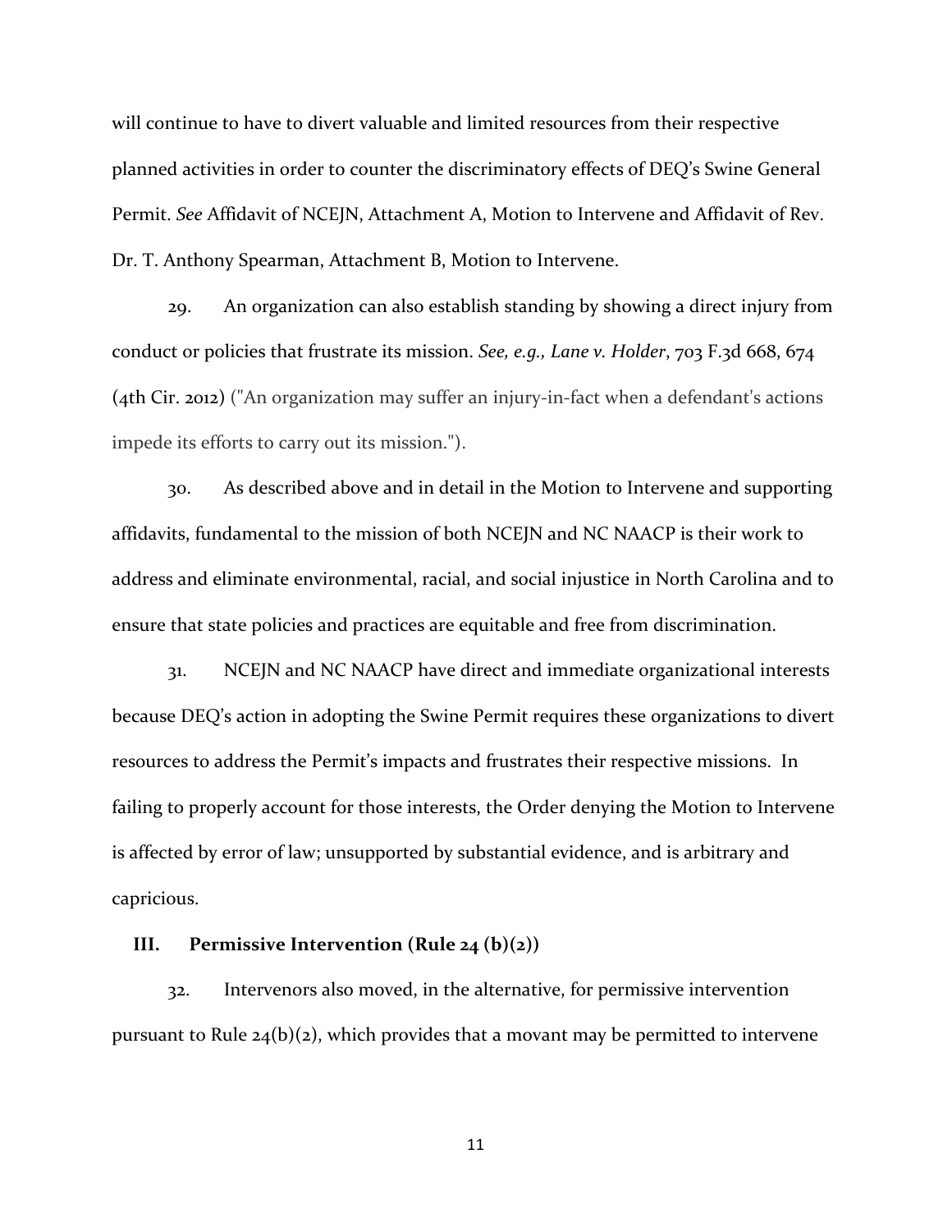will continue to have to divert valuable and limited resources from their respective planned activities in order to counter the discriminatory effects of DEQ's Swine General Permit. *See* Affidavit of NCEJN, Attachment A, Motion to Intervene and Affidavit of Rev. Dr. T. Anthony Spearman, Attachment B, Motion to Intervene.

29. An organization can also establish standing by showing a direct injury from conduct or policies that frustrate its mission. *See, e.g., Lane v. Holder*, 703 F.3d 668, 674 (4th Cir. 2012) ("An organization may suffer an injury-in-fact when a defendant's actions impede its efforts to carry out its mission.").

30. As described above and in detail in the Motion to Intervene and supporting affidavits, fundamental to the mission of both NCEJN and NC NAACP is their work to address and eliminate environmental, racial, and social injustice in North Carolina and to ensure that state policies and practices are equitable and free from discrimination.

31. NCEJN and NC NAACP have direct and immediate organizational interests because DEQ's action in adopting the Swine Permit requires these organizations to divert resources to address the Permit's impacts and frustrates their respective missions. In failing to properly account for those interests, the Order denying the Motion to Intervene is affected by error of law; unsupported by substantial evidence, and is arbitrary and capricious.

## III. Permissive Intervention (Rule 24 (b)(2))

32. Intervenors also moved, in the alternative, for permissive intervention pursuant to Rule 24(b)(2), which provides that a movant may be permitted to intervene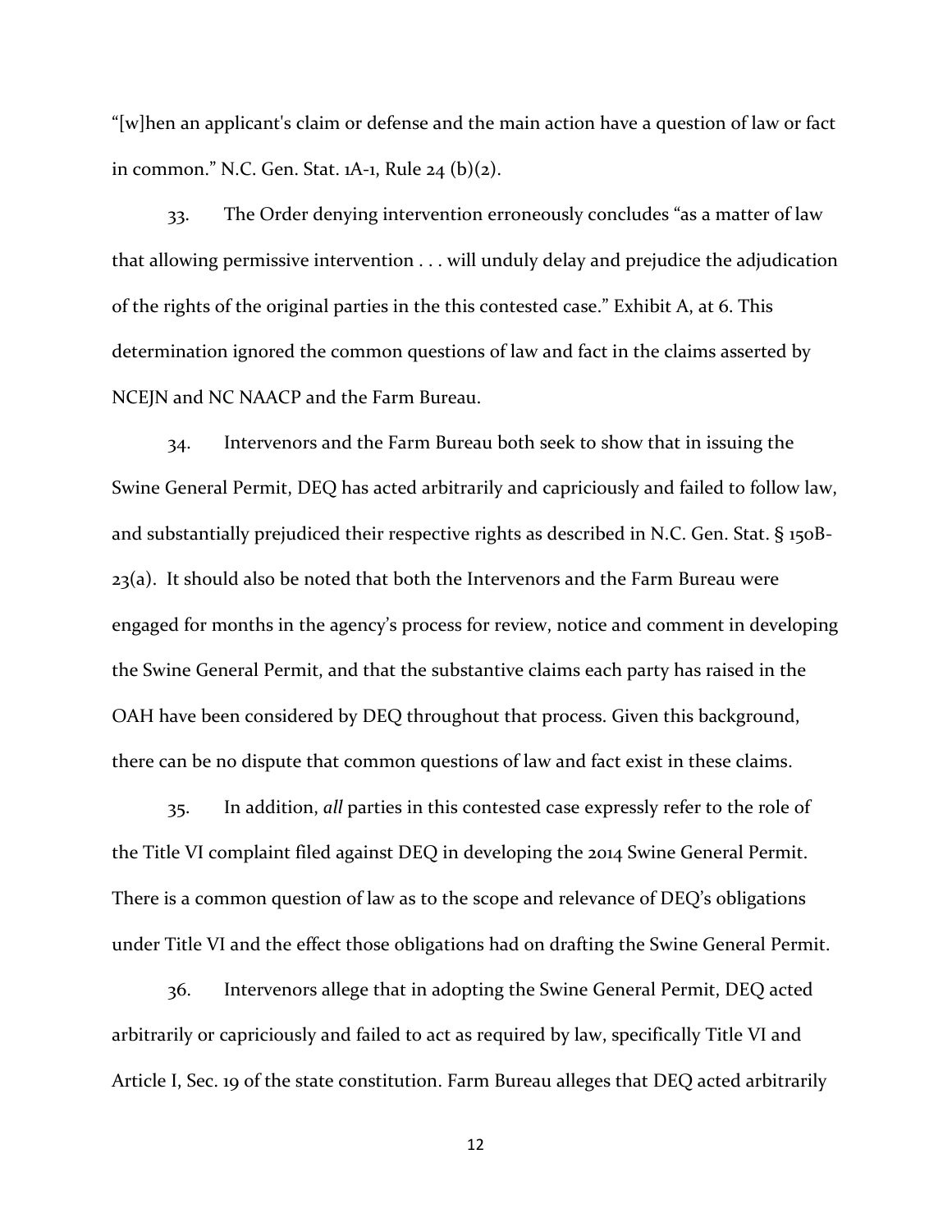"[w]hen an applicant's claim or defense and the main action have a question of law or fact in common." N.C. Gen. Stat. 1A-1, Rule 24 (b)(2).

33. The Order denying intervention erroneously concludes "as a matter of law that allowing permissive intervention . . . will unduly delay and prejudice the adjudication of the rights of the original parties in the this contested case." Exhibit A, at 6. This determination ignored the common questions of law and fact in the claims asserted by NCEJN and NC NAACP and the Farm Bureau.

34. Intervenors and the Farm Bureau both seek to show that in issuing the Swine General Permit, DEQ has acted arbitrarily and capriciously and failed to follow law, and substantially prejudiced their respective rights as described in N.C. Gen. Stat. § 150B-23(a). It should also be noted that both the Intervenors and the Farm Bureau were engaged for months in the agency's process for review, notice and comment in developing the Swine General Permit, and that the substantive claims each party has raised in the OAH have been considered by DEQ throughout that process. Given this background, there can be no dispute that common questions of law and fact exist in these claims.

35. In addition, *all* parties in this contested case expressly refer to the role of the Title VI complaint filed against DEQ in developing the 2014 Swine General Permit. There is a common question of law as to the scope and relevance of DEQ's obligations under Title VI and the effect those obligations had on drafting the Swine General Permit.

36. Intervenors allege that in adopting the Swine General Permit, DEQ acted arbitrarily or capriciously and failed to act as required by law, specifically Title VI and Article I, Sec. 19 of the state constitution. Farm Bureau alleges that DEQ acted arbitrarily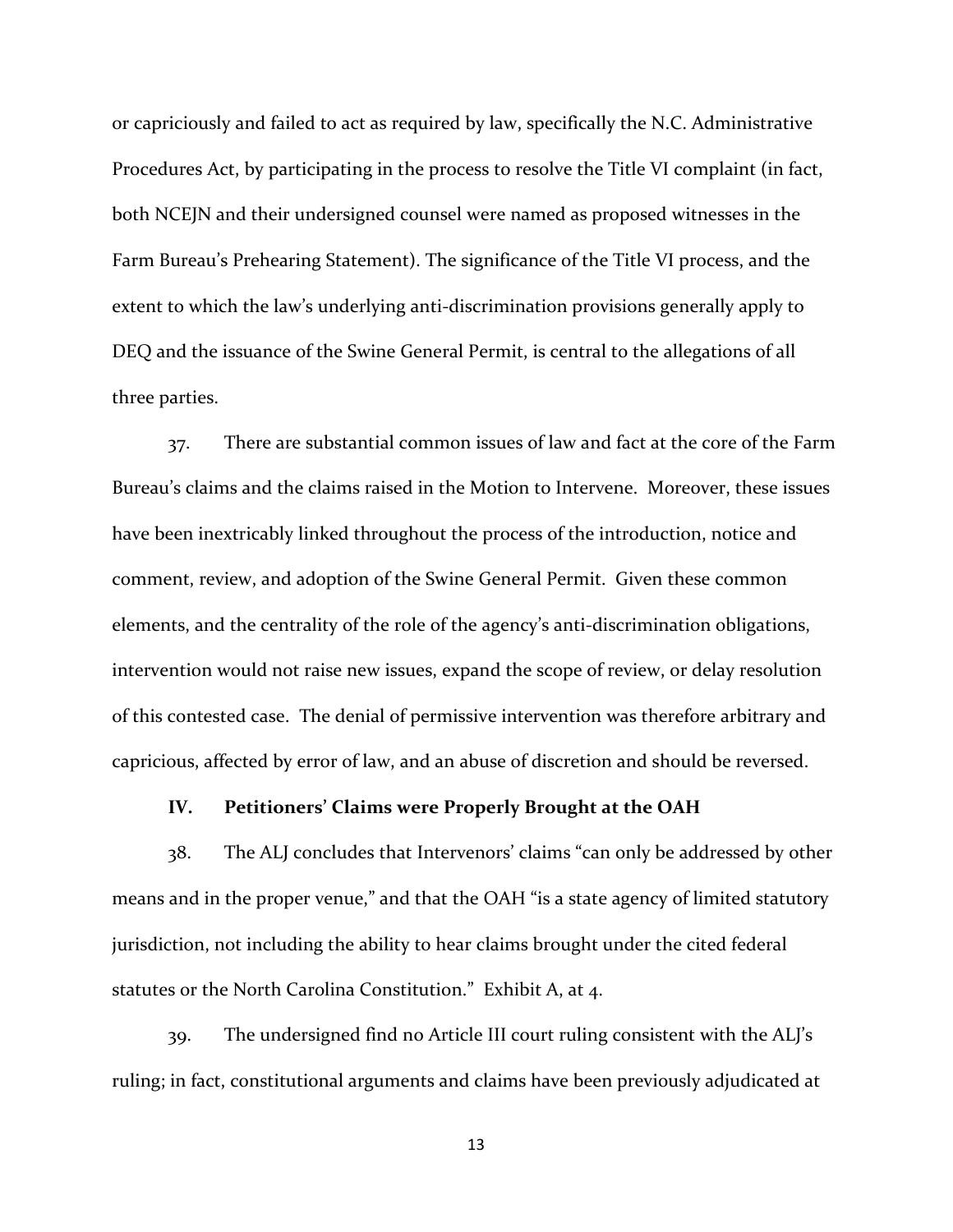or capriciously and failed to act as required by law, specifically the N.C. Administrative Procedures Act, by participating in the process to resolve the Title VI complaint (in fact, both NCEJN and their undersigned counsel were named as proposed witnesses in the Farm Bureau's Prehearing Statement). The significance of the Title VI process, and the extent to which the law's underlying anti-discrimination provisions generally apply to DEQ and the issuance of the Swine General Permit, is central to the allegations of all three parties.

37. There are substantial common issues of law and fact at the core of the Farm Bureau's claims and the claims raised in the Motion to Intervene. Moreover, these issues have been inextricably linked throughout the process of the introduction, notice and comment, review, and adoption of the Swine General Permit. Given these common elements, and the centrality of the role of the agency's anti-discrimination obligations, intervention would not raise new issues, expand the scope of review, or delay resolution of this contested case. The denial of permissive intervention was therefore arbitrary and capricious, affected by error of law, and an abuse of discretion and should be reversed.

## IV. Petitioners' Claims were Properly Brought at the OAH

38. The ALJ concludes that Intervenors' claims "can only be addressed by other means and in the proper venue," and that the OAH "is a state agency of limited statutory jurisdiction, not including the ability to hear claims brought under the cited federal statutes or the North Carolina Constitution." Exhibit A, at 4.

39. The undersigned find no Article III court ruling consistent with the ALJ's ruling; in fact, constitutional arguments and claims have been previously adjudicated at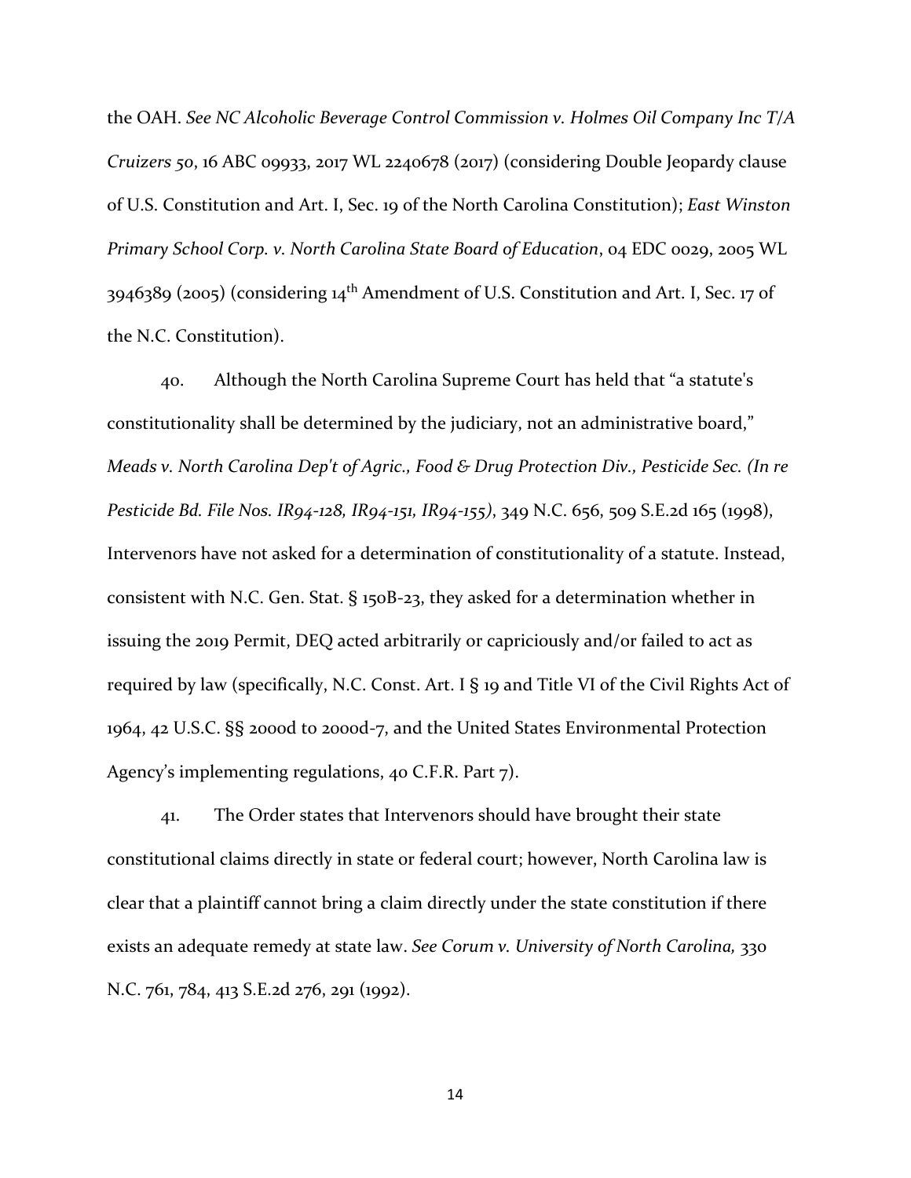the OAH. *See NC Alcoholic Beverage Control Commission v. Holmes Oil Company Inc T/A Cruizers 50*, 16 ABC 09933, 2017 WL 2240678 (2017) (considering Double Jeopardy clause of U.S. Constitution and Art. I, Sec. 19 of the North Carolina Constitution); *East Winston Primary School Corp. v. North Carolina State Board of Education*, 04 EDC 0029, 2005 WL 3946389 (2005) (considering 14th Amendment of U.S. Constitution and Art. I, Sec. 17 of the N.C. Constitution).

40. Although the North Carolina Supreme Court has held that "a statute's constitutionality shall be determined by the judiciary, not an administrative board," *Meads v. North Carolina Dep't of Agric., Food & Drug Protection Div., Pesticide Sec. (In re Pesticide Bd. File Nos. IR94-128, IR94-151, IR94-155)*, 349 N.C. 656, 509 S.E.2d 165 (1998), Intervenors have not asked for a determination of constitutionality of a statute. Instead, consistent with N.C. Gen. Stat. § 150B-23, they asked for a determination whether in issuing the 2019 Permit, DEQ acted arbitrarily or capriciously and/or failed to act as required by law (specifically, N.C. Const. Art. I § 19 and Title VI of the Civil Rights Act of 1964, 42 U.S.C. §§ 2000d to 2000d-7, and the United States Environmental Protection Agency's implementing regulations, 40 C.F.R. Part 7).

41. The Order states that Intervenors should have brought their state constitutional claims directly in state or federal court; however, North Carolina law is clear that a plaintiff cannot bring a claim directly under the state constitution if there exists an adequate remedy at state law. *See Corum v. University of North Carolina,* 330 N.C. 761, 784, 413 S.E.2d 276, 291 (1992).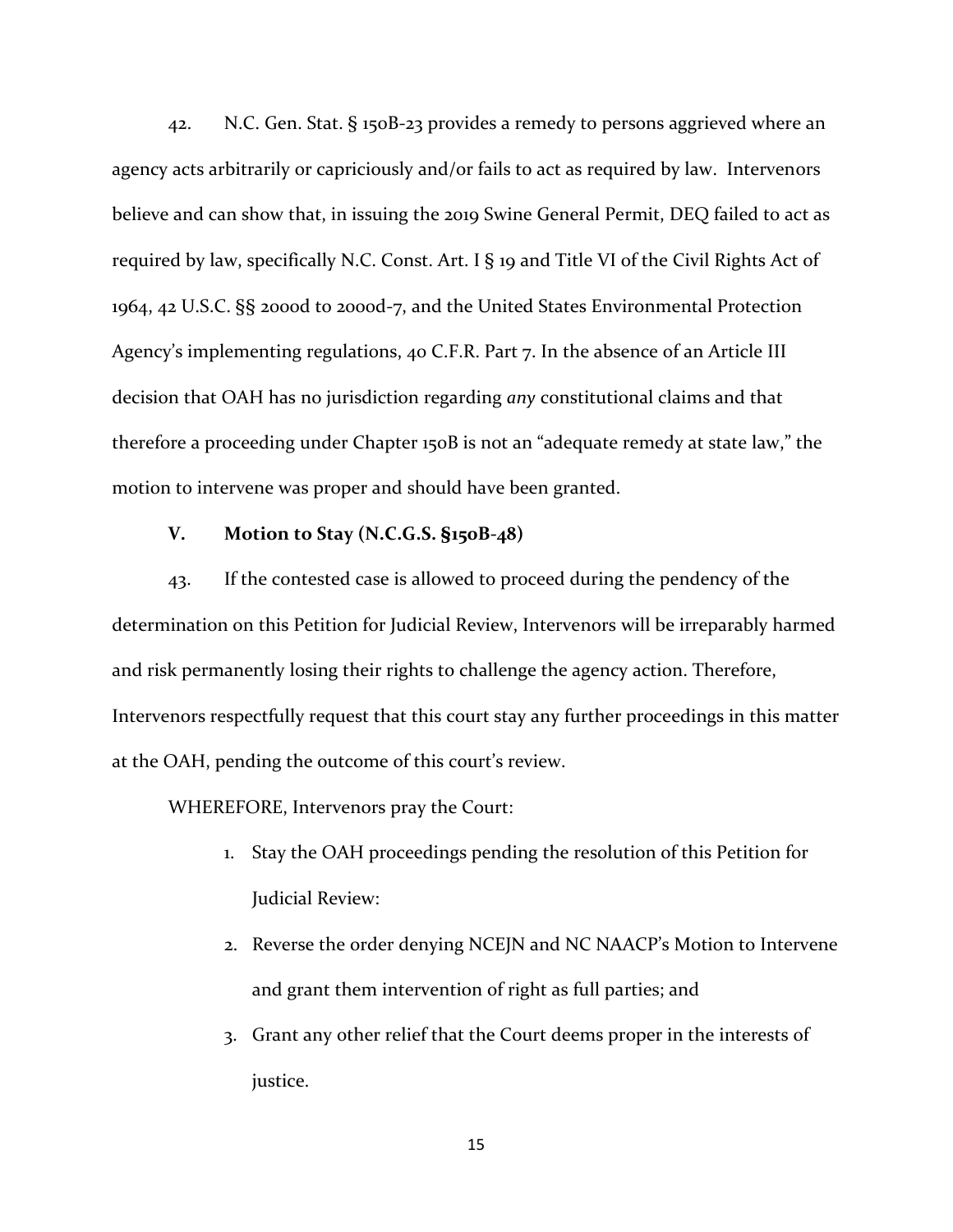42. N.C. Gen. Stat. § 150B-23 provides a remedy to persons aggrieved where an agency acts arbitrarily or capriciously and/or fails to act as required by law. Intervenors believe and can show that, in issuing the 2019 Swine General Permit, DEQ failed to act as required by law, specifically N.C. Const. Art. I § 19 and Title VI of the Civil Rights Act of 1964, 42 U.S.C. §§ 2000d to 2000d-7, and the United States Environmental Protection Agency's implementing regulations, 40 C.F.R. Part 7. In the absence of an Article III decision that OAH has no jurisdiction regarding *any* constitutional claims and that therefore a proceeding under Chapter 150B is not an "adequate remedy at state law," the motion to intervene was proper and should have been granted.

### V. Motion to Stay (N.C.G.S. §150B-48)

43. If the contested case is allowed to proceed during the pendency of the determination on this Petition for Judicial Review, Intervenors will be irreparably harmed and risk permanently losing their rights to challenge the agency action. Therefore, Intervenors respectfully request that this court stay any further proceedings in this matter at the OAH, pending the outcome of this court's review.

WHEREFORE, Intervenors pray the Court:

1. Stay the OAH proceedings pending the resolution of this Petition for Judicial Review:
2. Reverse the order denying NCEJN and NC NAACP's Motion to Intervene and grant them intervention of right as full parties; and
3. Grant any other relief that the Court deems proper in the interests of justice.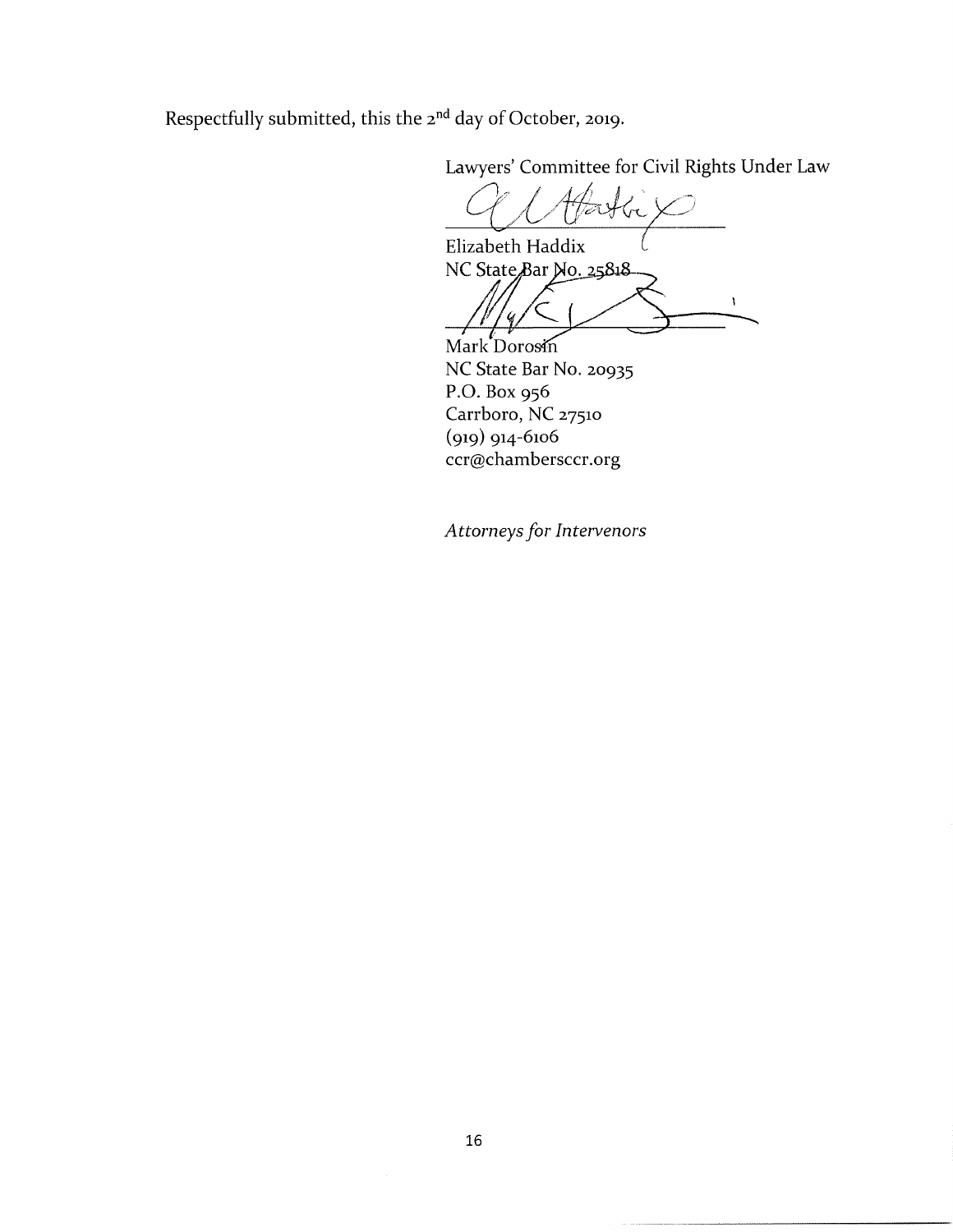Respectfully submitted, this the 2nd day of October, 2019.

Lawyers' Committee for Civil Rights Under Law

Elizabeth Haddix
NC State Bar No. 25818

Mark Dorosin
NC State Bar No. 20935
P.O. Box 956
Carrboro, NC 27510
(919) 914-6106
ccr@chambersccr.org

*Attorneys for Intervenors*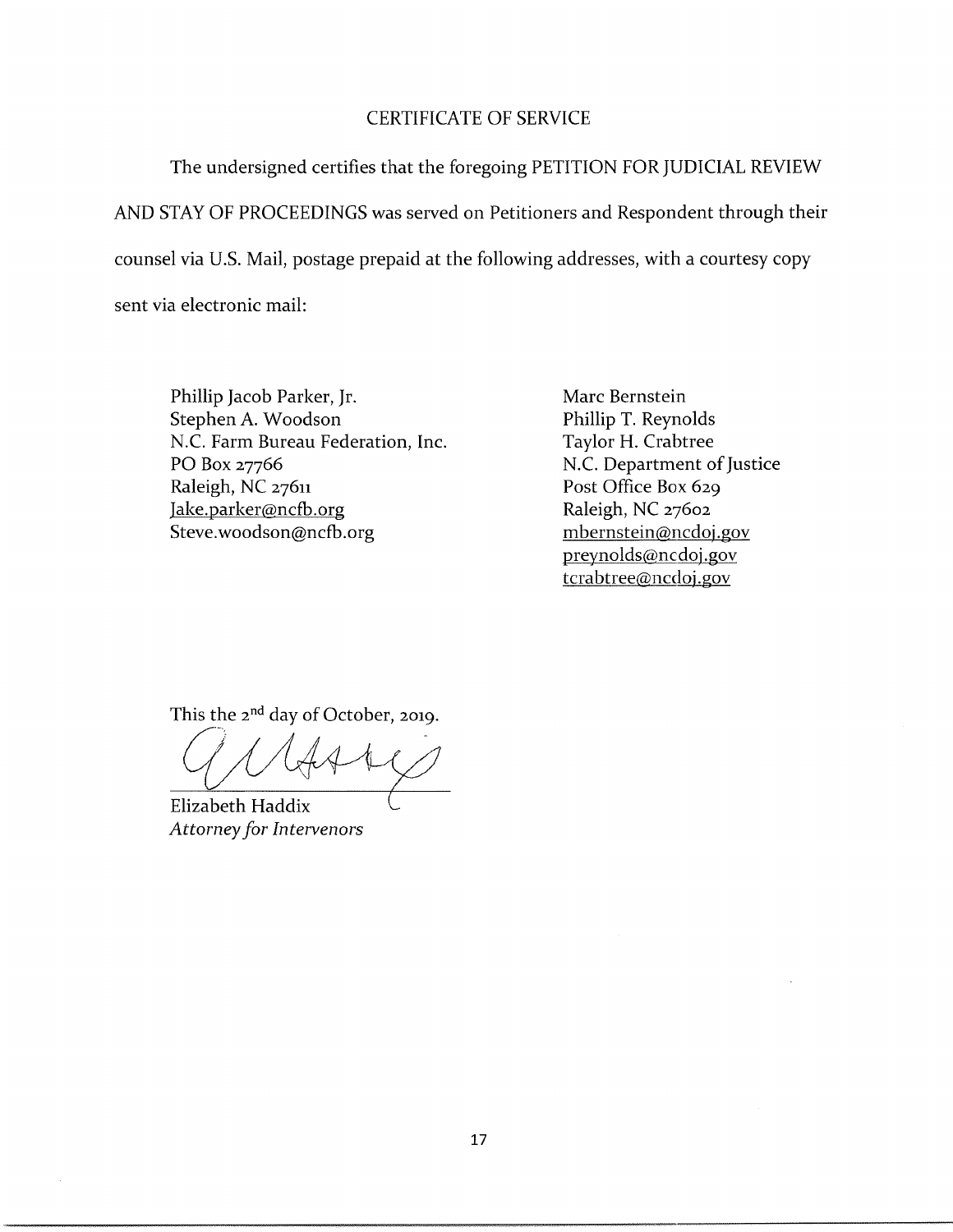## CERTIFICATE OF SERVICE

The undersigned certifies that the foregoing PETITION FOR JUDICIAL REVIEW AND STAY OF PROCEEDINGS was served on Petitioners and Respondent through their counsel via U.S. Mail, postage prepaid at the following addresses, with a courtesy copy sent via electronic mail:

Phillip Jacob Parker, Jr.
Stephen A. Woodson
N.C. Farm Bureau Federation, Inc.
PO Box 27766
Raleigh, NC 27611
Jake.parker@ncfb.org
Steve.woodson@ncfb.org

Marc Bernstein
Phillip T. Reynolds
Taylor H. Crabtree
N.C. Department of Justice
Post Office Box 629
Raleigh, NC 27602
mbernstein@ncdoj.gov
preynolds@ncdoj.gov
tcrabtree@ncdoj.gov

This the 2nd day of October, 2019.

Elizabeth Haddix
*Attorney for Intervenors*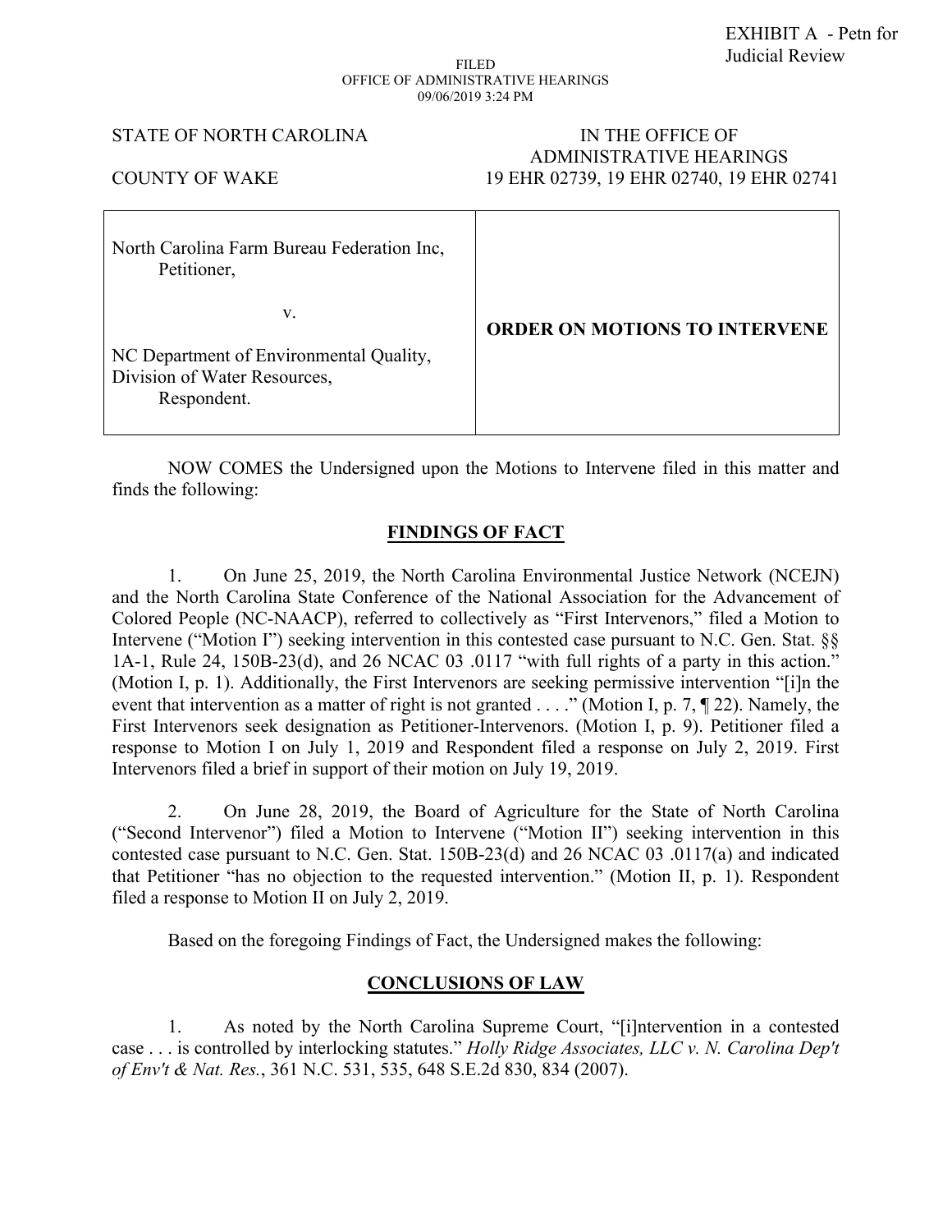EXHIBIT A - Petn for Judicial Review

FILED
OFFICE OF ADMINISTRATIVE HEARINGS
09/06/2019 3:24 PM

| STATE OF NORTH CAROLINA | IN THE OFFICE OF ADMINISTRATIVE HEARINGS |
| --- | --- |
| COUNTY OF WAKE | 19 EHR 02739, 19 EHR 02740, 19 EHR 02741 |

| | |
| --- | --- |
| North Carolina Farm Bureau Federation Inc, Petitioner, v. NC Department of Environmental Quality, Division of Water Resources, Respondent. | **ORDER ON MOTIONS TO INTERVENE** |

NOW COMES the Undersigned upon the Motions to Intervene filed in this matter and finds the following:

## FINDINGS OF FACT

1. On June 25, 2019, the North Carolina Environmental Justice Network (NCEJN) and the North Carolina State Conference of the National Association for the Advancement of Colored People (NC-NAACP), referred to collectively as "First Intervenors," filed a Motion to Intervene ("Motion I") seeking intervention in this contested case pursuant to N.C. Gen. Stat. §§ 1A-1, Rule 24, 150B-23(d), and 26 NCAC 03 .0117 "with full rights of a party in this action." (Motion I, p. 1). Additionally, the First Intervenors are seeking permissive intervention "[i]n the event that intervention as a matter of right is not granted . . . ." (Motion I, p. 7, ¶ 22). Namely, the First Intervenors seek designation as Petitioner-Intervenors. (Motion I, p. 9). Petitioner filed a response to Motion I on July 1, 2019 and Respondent filed a response on July 2, 2019. First Intervenors filed a brief in support of their motion on July 19, 2019.

2. On June 28, 2019, the Board of Agriculture for the State of North Carolina ("Second Intervenor") filed a Motion to Intervene ("Motion II") seeking intervention in this contested case pursuant to N.C. Gen. Stat. 150B-23(d) and 26 NCAC 03 .0117(a) and indicated that Petitioner "has no objection to the requested intervention." (Motion II, p. 1). Respondent filed a response to Motion II on July 2, 2019.

Based on the foregoing Findings of Fact, the Undersigned makes the following:

## CONCLUSIONS OF LAW

1. As noted by the North Carolina Supreme Court, "[i]ntervention in a contested case . . . is controlled by interlocking statutes." *Holly Ridge Associates, LLC v. N. Carolina Dep't of Env't & Nat. Res.*, 361 N.C. 531, 535, 648 S.E.2d 830, 834 (2007).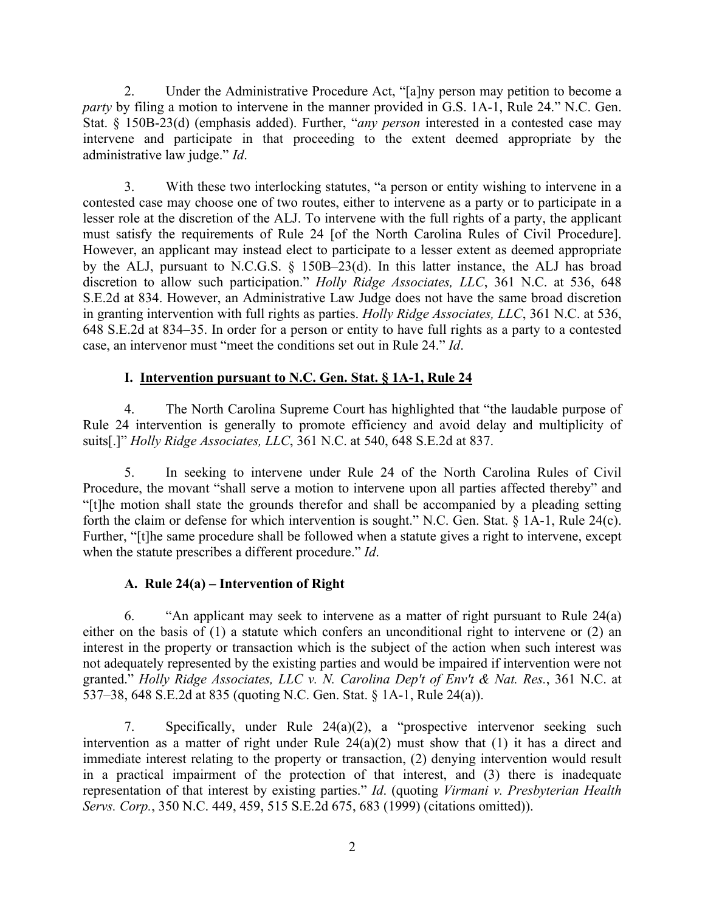2. Under the Administrative Procedure Act, "[a]ny person may petition to become a *party* by filing a motion to intervene in the manner provided in G.S. 1A-1, Rule 24." N.C. Gen. Stat. § 150B-23(d) (emphasis added). Further, "*any person* interested in a contested case may intervene and participate in that proceeding to the extent deemed appropriate by the administrative law judge." *Id*.

3. With these two interlocking statutes, "a person or entity wishing to intervene in a contested case may choose one of two routes, either to intervene as a party or to participate in a lesser role at the discretion of the ALJ. To intervene with the full rights of a party, the applicant must satisfy the requirements of Rule 24 [of the North Carolina Rules of Civil Procedure]. However, an applicant may instead elect to participate to a lesser extent as deemed appropriate by the ALJ, pursuant to N.C.G.S. § 150B–23(d). In this latter instance, the ALJ has broad discretion to allow such participation." *Holly Ridge Associates, LLC*, 361 N.C. at 536, 648 S.E.2d at 834. However, an Administrative Law Judge does not have the same broad discretion in granting intervention with full rights as parties. *Holly Ridge Associates, LLC*, 361 N.C. at 536, 648 S.E.2d at 834–35. In order for a person or entity to have full rights as a party to a contested case, an intervenor must "meet the conditions set out in Rule 24." *Id*.

### I. Intervention pursuant to N.C. Gen. Stat. § 1A-1, Rule 24

4. The North Carolina Supreme Court has highlighted that "the laudable purpose of Rule 24 intervention is generally to promote efficiency and avoid delay and multiplicity of suits[.]" *Holly Ridge Associates, LLC*, 361 N.C. at 540, 648 S.E.2d at 837.

5. In seeking to intervene under Rule 24 of the North Carolina Rules of Civil Procedure, the movant "shall serve a motion to intervene upon all parties affected thereby" and "[t]he motion shall state the grounds therefor and shall be accompanied by a pleading setting forth the claim or defense for which intervention is sought." N.C. Gen. Stat. § 1A-1, Rule 24(c). Further, "[t]he same procedure shall be followed when a statute gives a right to intervene, except when the statute prescribes a different procedure." *Id*.

#### A. Rule 24(a) – Intervention of Right

6. "An applicant may seek to intervene as a matter of right pursuant to Rule 24(a) either on the basis of (1) a statute which confers an unconditional right to intervene or (2) an interest in the property or transaction which is the subject of the action when such interest was not adequately represented by the existing parties and would be impaired if intervention were not granted." *Holly Ridge Associates, LLC v. N. Carolina Dep't of Env't & Nat. Res.*, 361 N.C. at 537–38, 648 S.E.2d at 835 (quoting N.C. Gen. Stat. § 1A-1, Rule 24(a)).

7. Specifically, under Rule 24(a)(2), a "prospective intervenor seeking such intervention as a matter of right under Rule 24(a)(2) must show that (1) it has a direct and immediate interest relating to the property or transaction, (2) denying intervention would result in a practical impairment of the protection of that interest, and (3) there is inadequate representation of that interest by existing parties." *Id*. (quoting *Virmani v. Presbyterian Health Servs. Corp.*, 350 N.C. 449, 459, 515 S.E.2d 675, 683 (1999) (citations omitted)).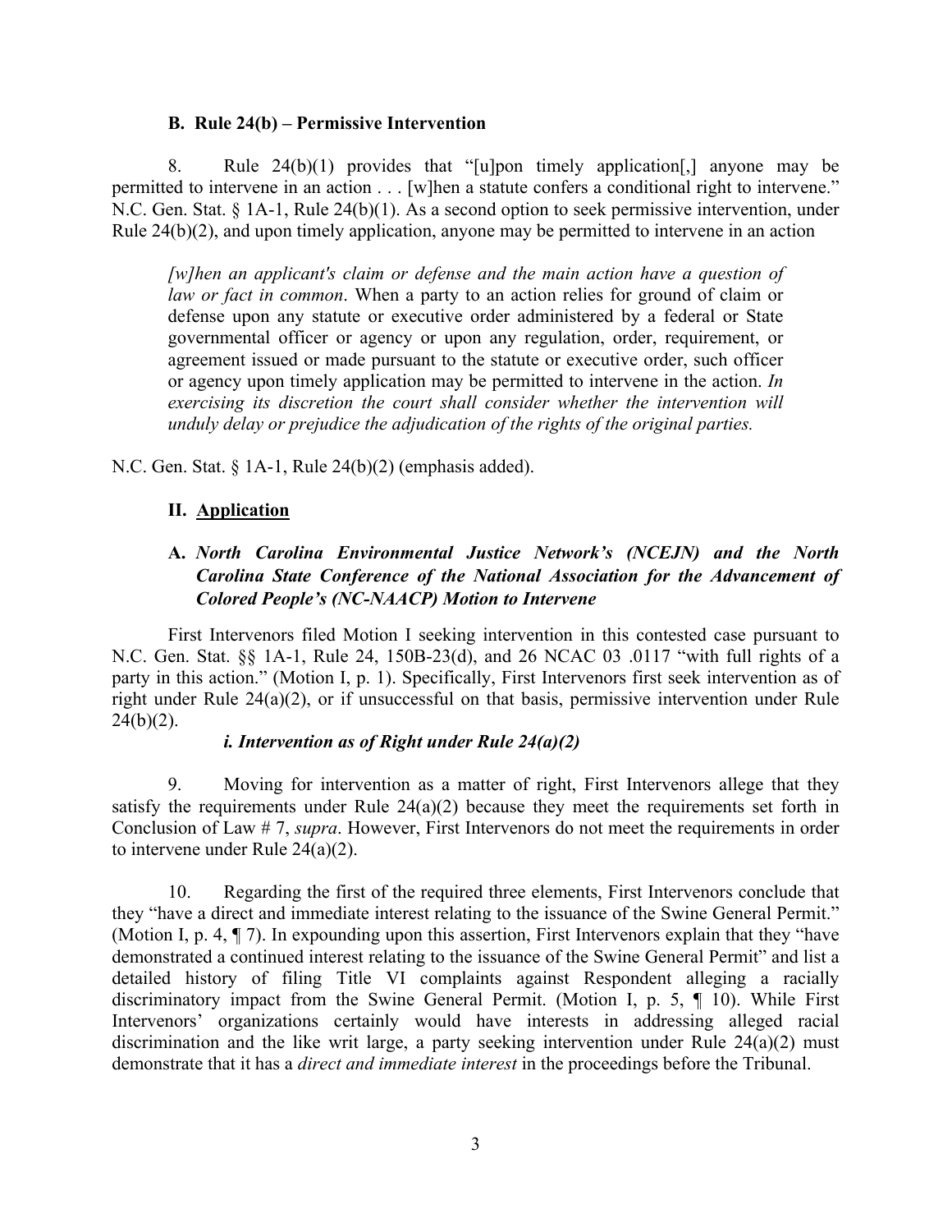### B. Rule 24(b) – Permissive Intervention

8. Rule 24(b)(1) provides that "[u]pon timely application[,] anyone may be permitted to intervene in an action . . . [w]hen a statute confers a conditional right to intervene." N.C. Gen. Stat. § 1A-1, Rule 24(b)(1). As a second option to seek permissive intervention, under Rule 24(b)(2), and upon timely application, anyone may be permitted to intervene in an action

> *[w]hen an applicant's claim or defense and the main action have a question of law or fact in common*. When a party to an action relies for ground of claim or defense upon any statute or executive order administered by a federal or State governmental officer or agency or upon any regulation, order, requirement, or agreement issued or made pursuant to the statute or executive order, such officer or agency upon timely application may be permitted to intervene in the action. *In exercising its discretion the court shall consider whether the intervention will unduly delay or prejudice the adjudication of the rights of the original parties.*

N.C. Gen. Stat. § 1A-1, Rule 24(b)(2) (emphasis added).

## II. Application

### A. *North Carolina Environmental Justice Network's (NCEJN) and the North Carolina State Conference of the National Association for the Advancement of Colored People's (NC-NAACP) Motion to Intervene*

First Intervenors filed Motion I seeking intervention in this contested case pursuant to N.C. Gen. Stat. §§ 1A-1, Rule 24, 150B-23(d), and 26 NCAC 03 .0117 "with full rights of a party in this action." (Motion I, p. 1). Specifically, First Intervenors first seek intervention as of right under Rule 24(a)(2), or if unsuccessful on that basis, permissive intervention under Rule 24(b)(2).

#### *i. Intervention as of Right under Rule 24(a)(2)*

9. Moving for intervention as a matter of right, First Intervenors allege that they satisfy the requirements under Rule 24(a)(2) because they meet the requirements set forth in Conclusion of Law # 7, *supra*. However, First Intervenors do not meet the requirements in order to intervene under Rule 24(a)(2).

10. Regarding the first of the required three elements, First Intervenors conclude that they "have a direct and immediate interest relating to the issuance of the Swine General Permit." (Motion I, p. 4, ¶ 7). In expounding upon this assertion, First Intervenors explain that they "have demonstrated a continued interest relating to the issuance of the Swine General Permit" and list a detailed history of filing Title VI complaints against Respondent alleging a racially discriminatory impact from the Swine General Permit. (Motion I, p. 5, ¶ 10). While First Intervenors' organizations certainly would have interests in addressing alleged racial discrimination and the like writ large, a party seeking intervention under Rule 24(a)(2) must demonstrate that it has a *direct and immediate interest* in the proceedings before the Tribunal.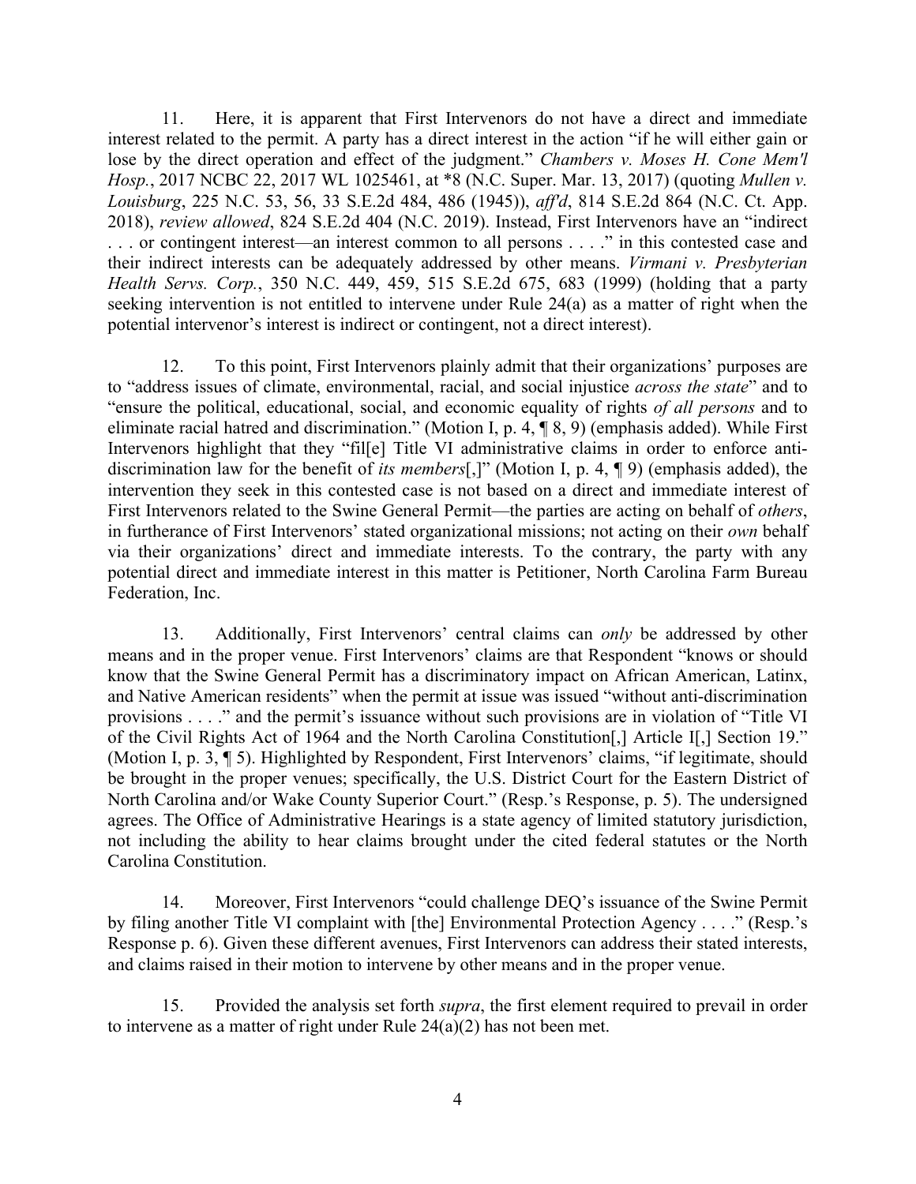11. Here, it is apparent that First Intervenors do not have a direct and immediate interest related to the permit. A party has a direct interest in the action "if he will either gain or lose by the direct operation and effect of the judgment." *Chambers v. Moses H. Cone Mem'l Hosp.*, 2017 NCBC 22, 2017 WL 1025461, at *8 (N.C. Super. Mar. 13, 2017) (quoting *Mullen v. Louisburg*, 225 N.C. 53, 56, 33 S.E.2d 484, 486 (1945)), *aff'd*, 814 S.E.2d 864 (N.C. Ct. App. 2018), *review allowed*, 824 S.E.2d 404 (N.C. 2019). Instead, First Intervenors have an "indirect . . . or contingent interest—an interest common to all persons . . . ." in this contested case and their indirect interests can be adequately addressed by other means. *Virmani v. Presbyterian Health Servs. Corp.*, 350 N.C. 449, 459, 515 S.E.2d 675, 683 (1999) (holding that a party seeking intervention is not entitled to intervene under Rule 24(a) as a matter of right when the potential intervenor's interest is indirect or contingent, not a direct interest).

12. To this point, First Intervenors plainly admit that their organizations' purposes are to "address issues of climate, environmental, racial, and social injustice *across the state*" and to "ensure the political, educational, social, and economic equality of rights *of all persons* and to eliminate racial hatred and discrimination." (Motion I, p. 4, ¶ 8, 9) (emphasis added). While First Intervenors highlight that they "fil[e] Title VI administrative claims in order to enforce anti-discrimination law for the benefit of *its members*[,]" (Motion I, p. 4, ¶ 9) (emphasis added), the intervention they seek in this contested case is not based on a direct and immediate interest of First Intervenors related to the Swine General Permit—the parties are acting on behalf of *others*, in furtherance of First Intervenors' stated organizational missions; not acting on their *own* behalf via their organizations' direct and immediate interests. To the contrary, the party with any potential direct and immediate interest in this matter is Petitioner, North Carolina Farm Bureau Federation, Inc.

13. Additionally, First Intervenors' central claims can *only* be addressed by other means and in the proper venue. First Intervenors' claims are that Respondent "knows or should know that the Swine General Permit has a discriminatory impact on African American, Latinx, and Native American residents" when the permit at issue was issued "without anti-discrimination provisions . . . ." and the permit's issuance without such provisions are in violation of "Title VI of the Civil Rights Act of 1964 and the North Carolina Constitution[,] Article I[,] Section 19." (Motion I, p. 3, ¶ 5). Highlighted by Respondent, First Intervenors' claims, "if legitimate, should be brought in the proper venues; specifically, the U.S. District Court for the Eastern District of North Carolina and/or Wake County Superior Court." (Resp.'s Response, p. 5). The undersigned agrees. The Office of Administrative Hearings is a state agency of limited statutory jurisdiction, not including the ability to hear claims brought under the cited federal statutes or the North Carolina Constitution.

14. Moreover, First Intervenors "could challenge DEQ's issuance of the Swine Permit by filing another Title VI complaint with [the] Environmental Protection Agency . . . ." (Resp.'s Response p. 6). Given these different avenues, First Intervenors can address their stated interests, and claims raised in their motion to intervene by other means and in the proper venue.

15. Provided the analysis set forth *supra*, the first element required to prevail in order to intervene as a matter of right under Rule 24(a)(2) has not been met.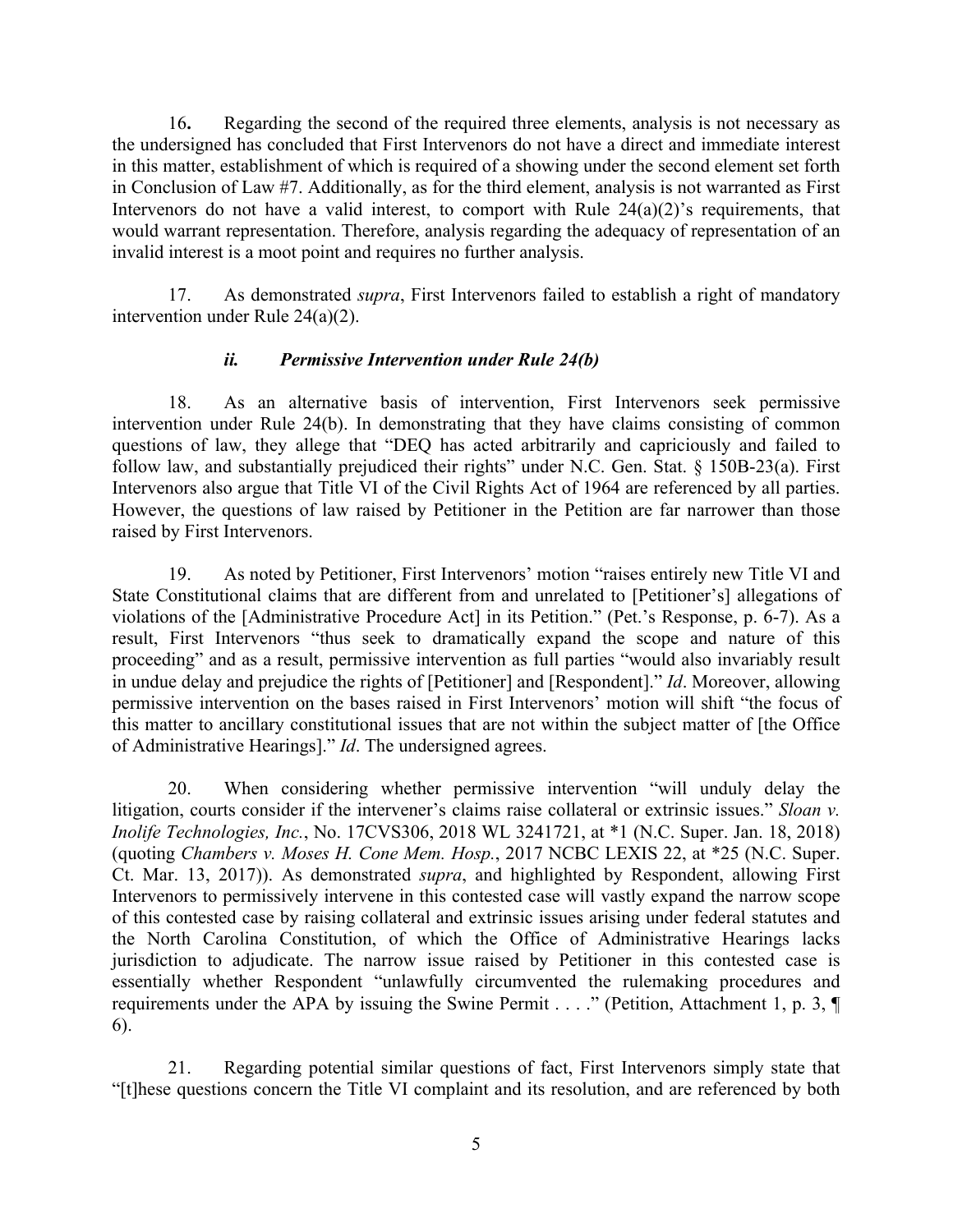16. Regarding the second of the required three elements, analysis is not necessary as the undersigned has concluded that First Intervenors do not have a direct and immediate interest in this matter, establishment of which is required of a showing under the second element set forth in Conclusion of Law #7. Additionally, as for the third element, analysis is not warranted as First Intervenors do not have a valid interest, to comport with Rule 24(a)(2)'s requirements, that would warrant representation. Therefore, analysis regarding the adequacy of representation of an invalid interest is a moot point and requires no further analysis.

17. As demonstrated *supra*, First Intervenors failed to establish a right of mandatory intervention under Rule 24(a)(2).

### *ii. Permissive Intervention under Rule 24(b)*

18. As an alternative basis of intervention, First Intervenors seek permissive intervention under Rule 24(b). In demonstrating that they have claims consisting of common questions of law, they allege that "DEQ has acted arbitrarily and capriciously and failed to follow law, and substantially prejudiced their rights" under N.C. Gen. Stat. § 150B-23(a). First Intervenors also argue that Title VI of the Civil Rights Act of 1964 are referenced by all parties. However, the questions of law raised by Petitioner in the Petition are far narrower than those raised by First Intervenors.

19. As noted by Petitioner, First Intervenors' motion "raises entirely new Title VI and State Constitutional claims that are different from and unrelated to [Petitioner's] allegations of violations of the [Administrative Procedure Act] in its Petition." (Pet.'s Response, p. 6-7). As a result, First Intervenors "thus seek to dramatically expand the scope and nature of this proceeding" and as a result, permissive intervention as full parties "would also invariably result in undue delay and prejudice the rights of [Petitioner] and [Respondent]." *Id*. Moreover, allowing permissive intervention on the bases raised in First Intervenors' motion will shift "the focus of this matter to ancillary constitutional issues that are not within the subject matter of [the Office of Administrative Hearings]." *Id*. The undersigned agrees.

20. When considering whether permissive intervention "will unduly delay the litigation, courts consider if the intervener's claims raise collateral or extrinsic issues." *Sloan v. Inolife Technologies, Inc.*, No. 17CVS306, 2018 WL 3241721, at *1 (N.C. Super. Jan. 18, 2018) (quoting *Chambers v. Moses H. Cone Mem. Hosp.*, 2017 NCBC LEXIS 22, at *25 (N.C. Super. Ct. Mar. 13, 2017)). As demonstrated *supra*, and highlighted by Respondent, allowing First Intervenors to permissively intervene in this contested case will vastly expand the narrow scope of this contested case by raising collateral and extrinsic issues arising under federal statutes and the North Carolina Constitution, of which the Office of Administrative Hearings lacks jurisdiction to adjudicate. The narrow issue raised by Petitioner in this contested case is essentially whether Respondent "unlawfully circumvented the rulemaking procedures and requirements under the APA by issuing the Swine Permit . . . ." (Petition, Attachment 1, p. 3, ¶ 6).

21. Regarding potential similar questions of fact, First Intervenors simply state that "[t]hese questions concern the Title VI complaint and its resolution, and are referenced by both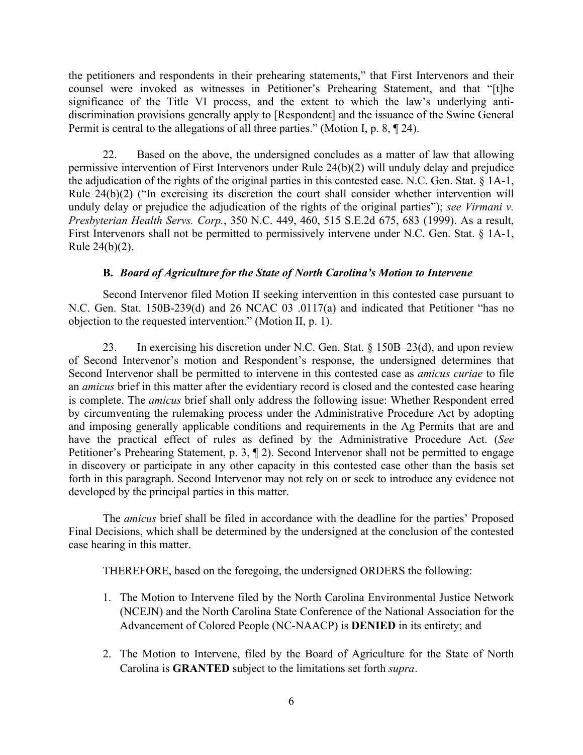the petitioners and respondents in their prehearing statements," that First Intervenors and their counsel were invoked as witnesses in Petitioner's Prehearing Statement, and that "[t]he significance of the Title VI process, and the extent to which the law's underlying anti-discrimination provisions generally apply to [Respondent] and the issuance of the Swine General Permit is central to the allegations of all three parties." (Motion I, p. 8, ¶ 24).

22. Based on the above, the undersigned concludes as a matter of law that allowing permissive intervention of First Intervenors under Rule 24(b)(2) will unduly delay and prejudice the adjudication of the rights of the original parties in this contested case. N.C. Gen. Stat. § 1A-1, Rule 24(b)(2) ("In exercising its discretion the court shall consider whether intervention will unduly delay or prejudice the adjudication of the rights of the original parties"); *see Virmani v. Presbyterian Health Servs. Corp.*, 350 N.C. 449, 460, 515 S.E.2d 675, 683 (1999). As a result, First Intervenors shall not be permitted to permissively intervene under N.C. Gen. Stat. § 1A-1, Rule 24(b)(2).

### B. *Board of Agriculture for the State of North Carolina's Motion to Intervene*

Second Intervenor filed Motion II seeking intervention in this contested case pursuant to N.C. Gen. Stat. 150B-239(d) and 26 NCAC 03 .0117(a) and indicated that Petitioner "has no objection to the requested intervention." (Motion II, p. 1).

23. In exercising his discretion under N.C. Gen. Stat. § 150B–23(d), and upon review of Second Intervenor's motion and Respondent's response, the undersigned determines that Second Intervenor shall be permitted to intervene in this contested case as *amicus curiae* to file an *amicus* brief in this matter after the evidentiary record is closed and the contested case hearing is complete. The *amicus* brief shall only address the following issue: Whether Respondent erred by circumventing the rulemaking process under the Administrative Procedure Act by adopting and imposing generally applicable conditions and requirements in the Ag Permits that are and have the practical effect of rules as defined by the Administrative Procedure Act. (*See* Petitioner's Prehearing Statement, p. 3, ¶ 2). Second Intervenor shall not be permitted to engage in discovery or participate in any other capacity in this contested case other than the basis set forth in this paragraph. Second Intervenor may not rely on or seek to introduce any evidence not developed by the principal parties in this matter.

The *amicus* brief shall be filed in accordance with the deadline for the parties' Proposed Final Decisions, which shall be determined by the undersigned at the conclusion of the contested case hearing in this matter.

THEREFORE, based on the foregoing, the undersigned ORDERS the following:

1. The Motion to Intervene filed by the North Carolina Environmental Justice Network (NCEJN) and the North Carolina State Conference of the National Association for the Advancement of Colored People (NC-NAACP) is **DENIED** in its entirety; and

2. The Motion to Intervene, filed by the Board of Agriculture for the State of North Carolina is **GRANTED** subject to the limitations set forth *supra*.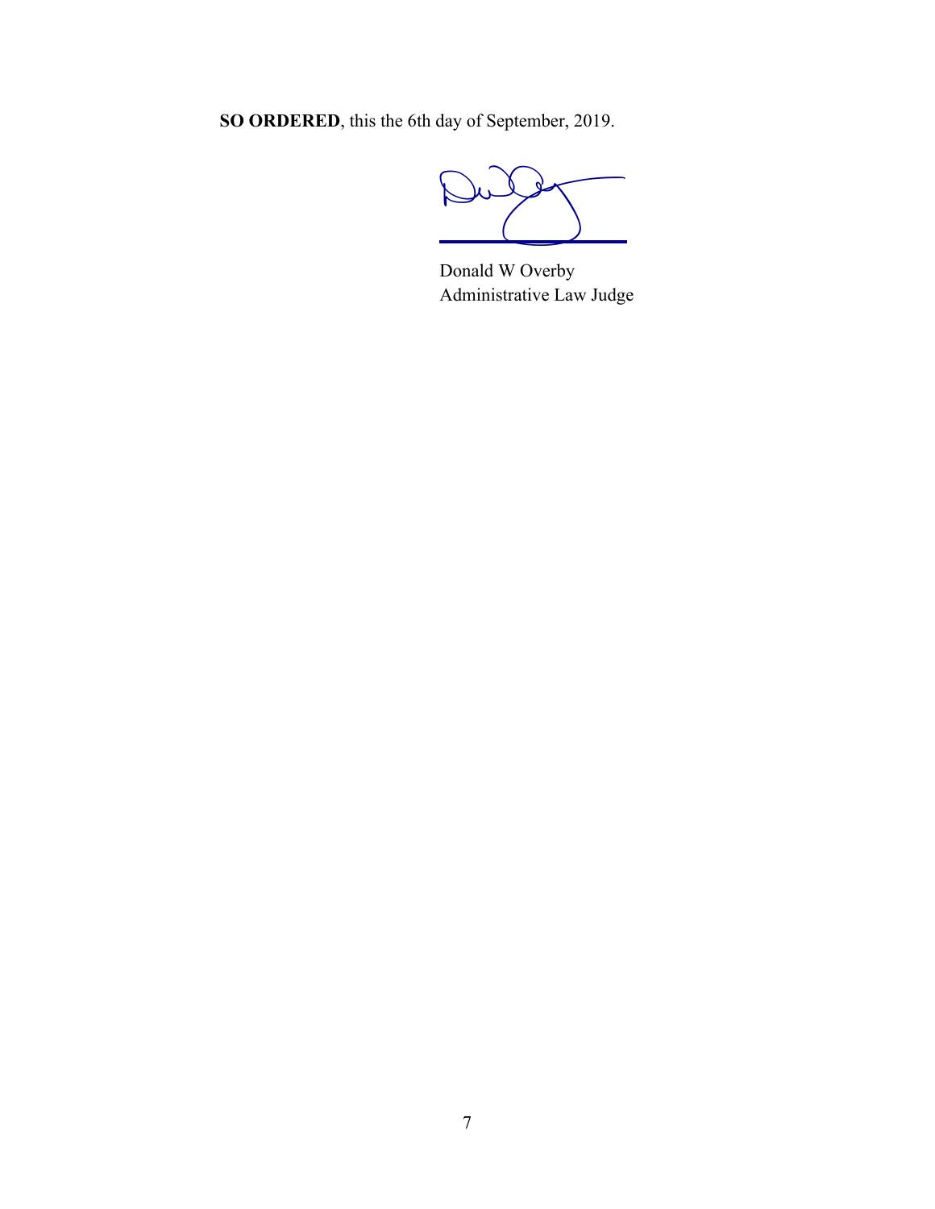**SO ORDERED**, this the 6th day of September, 2019.

Donald W Overby
Administrative Law Judge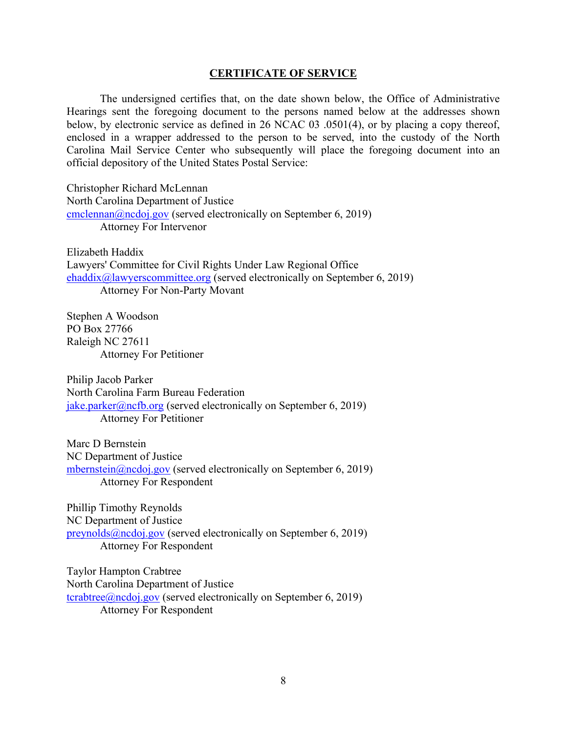## CERTIFICATE OF SERVICE

The undersigned certifies that, on the date shown below, the Office of Administrative Hearings sent the foregoing document to the persons named below at the addresses shown below, by electronic service as defined in 26 NCAC 03 .0501(4), or by placing a copy thereof, enclosed in a wrapper addressed to the person to be served, into the custody of the North Carolina Mail Service Center who subsequently will place the foregoing document into an official depository of the United States Postal Service:

Christopher Richard McLennan
North Carolina Department of Justice
cmclennan@ncdoj.gov (served electronically on September 6, 2019)
Attorney For Intervenor

Elizabeth Haddix
Lawyers' Committee for Civil Rights Under Law Regional Office
ehaddix@lawyerscommittee.org (served electronically on September 6, 2019)
Attorney For Non-Party Movant

Stephen A Woodson
PO Box 27766
Raleigh NC 27611
Attorney For Petitioner

Philip Jacob Parker
North Carolina Farm Bureau Federation
jake.parker@ncfb.org (served electronically on September 6, 2019)
Attorney For Petitioner

Marc D Bernstein
NC Department of Justice
mbernstein@ncdoj.gov (served electronically on September 6, 2019)
Attorney For Respondent

Phillip Timothy Reynolds
NC Department of Justice
preynolds@ncdoj.gov (served electronically on September 6, 2019)
Attorney For Respondent

Taylor Hampton Crabtree
North Carolina Department of Justice
tcrabtree@ncdoj.gov (served electronically on September 6, 2019)
Attorney For Respondent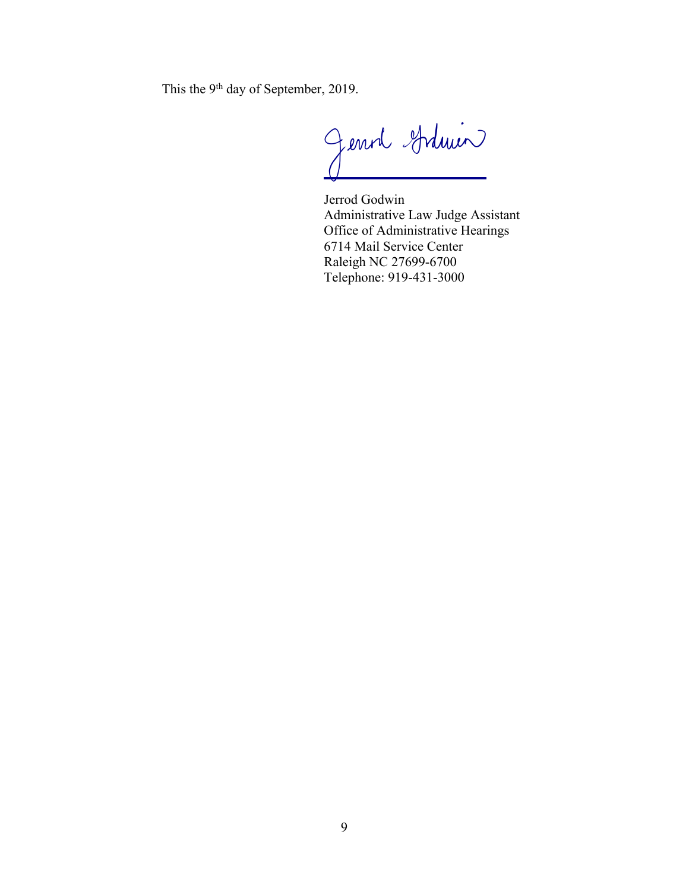This the 9th day of September, 2019.

Jerrod Godwin
Administrative Law Judge Assistant
Office of Administrative Hearings
6714 Mail Service Center
Raleigh NC 27699-6700
Telephone: 919-431-3000